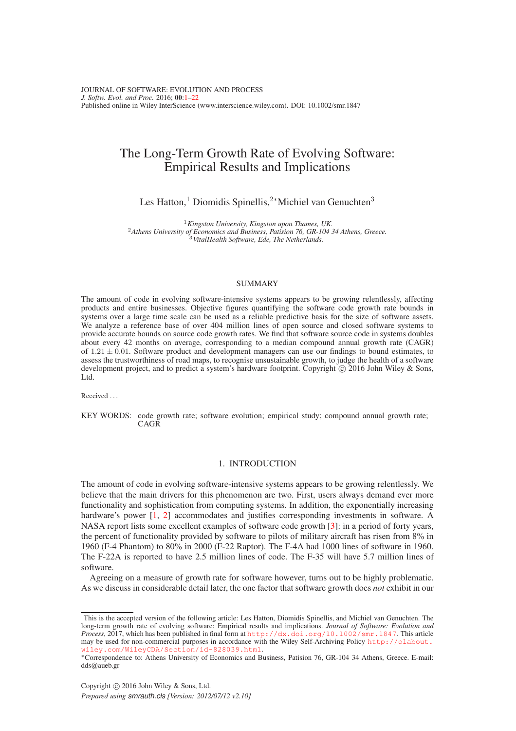JOURNAL OF SOFTWARE: EVOLUTION AND PROCESS
*J. Softw. Evol. and Proc.* 2016; **00**:1–22
Published online in Wiley InterScience (www.interscience.wiley.com). DOI: 10.1002/smr.1847

# The Long-Term Growth Rate of Evolving Software: Empirical Results and Implications

Les Hatton,[1] Diomidis Spinellis,[2*] Michiel van Genuchten[3]

[1] *Kingston University, Kingston upon Thames, UK.*
[2] *Athens University of Economics and Business, Patision 76, GR-104 34 Athens, Greece.*
[3] *VitalHealth Software, Ede, The Netherlands.*

## SUMMARY

The amount of code in evolving software-intensive systems appears to be growing relentlessly, affecting products and entire businesses. Objective figures quantifying the software code growth rate bounds in systems over a large time scale can be used as a reliable predictive basis for the size of software assets. We analyze a reference base of over 404 million lines of open source and closed software systems to provide accurate bounds on source code growth rates. We find that software source code in systems doubles about every 42 months on average, corresponding to a median compound annual growth rate (CAGR) of $1.21 \pm 0.01$. Software product and development managers can use our findings to bound estimates, to assess the trustworthiness of road maps, to recognise unsustainable growth, to judge the health of a software development project, and to predict a system's hardware footprint. Copyright © 2016 John Wiley & Sons, Ltd.

Received ...

KEY WORDS: code growth rate; software evolution; empirical study; compound annual growth rate; CAGR

## 1. INTRODUCTION

The amount of code in evolving software-intensive systems appears to be growing relentlessly. We believe that the main drivers for this phenomenon are two. First, users always demand ever more functionality and sophistication from computing systems. In addition, the exponentially increasing hardware's power [1, 2] accommodates and justifies corresponding investments in software. A NASA report lists some excellent examples of software code growth [3]: in a period of forty years, the percent of functionality provided by software to pilots of military aircraft has risen from 8% in 1960 (F-4 Phantom) to 80% in 2000 (F-22 Raptor). The F-4A had 1000 lines of software in 1960. The F-22A is reported to have 2.5 million lines of code. The F-35 will have 5.7 million lines of software.

Agreeing on a measure of growth rate for software however, turns out to be highly problematic. As we discuss in considerable detail later, the one factor that software growth does *not* exhibit in our

---

This is the accepted version of the following article: Les Hatton, Diomidis Spinellis, and Michiel van Genuchten. The long-term growth rate of evolving software: Empirical results and implications. *Journal of Software: Evolution and Process*, 2017, which has been published in final form at http://dx.doi.org/10.1002/smr.1847. This article may be used for non-commercial purposes in accordance with the Wiley Self-Archiving Policy http://olabout.wiley.com/WileyCDA/Section/id-828039.html.

*Correspondence to: Athens University of Economics and Business, Patision 76, GR-104 34 Athens, Greece. E-mail: dds@aueb.gr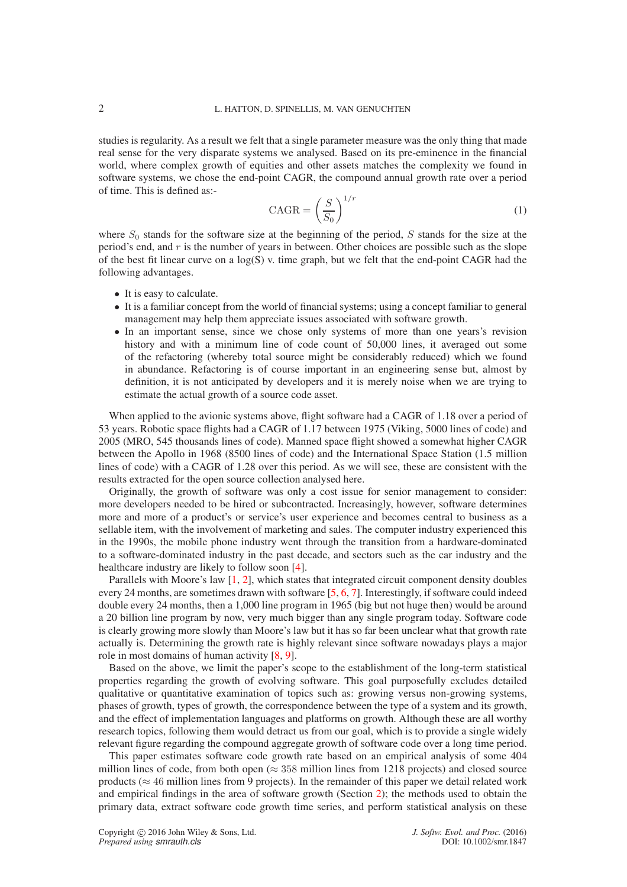studies is regularity. As a result we felt that a single parameter measure was the only thing that made real sense for the very disparate systems we analysed. Based on its pre-eminence in the financial world, where complex growth of equities and other assets matches the complexity we found in software systems, we chose the end-point CAGR, the compound annual growth rate over a period of time. This is defined as:-

$$\text{CAGR} = \left(\frac{S}{S_0}\right)^{1/r} \tag{1}$$

where $S_0$ stands for the software size at the beginning of the period, $S$ stands for the size at the period's end, and $r$ is the number of years in between. Other choices are possible such as the slope of the best fit linear curve on a log(S) v. time graph, but we felt that the end-point CAGR had the following advantages.

- It is easy to calculate.
- It is a familiar concept from the world of financial systems; using a concept familiar to general management may help them appreciate issues associated with software growth.
- In an important sense, since we chose only systems of more than one years's revision history and with a minimum line of code count of 50,000 lines, it averaged out some of the refactoring (whereby total source might be considerably reduced) which we found in abundance. Refactoring is of course important in an engineering sense but, almost by definition, it is not anticipated by developers and it is merely noise when we are trying to estimate the actual growth of a source code asset.

When applied to the avionic systems above, flight software had a CAGR of 1.18 over a period of 53 years. Robotic space flights had a CAGR of 1.17 between 1975 (Viking, 5000 lines of code) and 2005 (MRO, 545 thousands lines of code). Manned space flight showed a somewhat higher CAGR between the Apollo in 1968 (8500 lines of code) and the International Space Station (1.5 million lines of code) with a CAGR of 1.28 over this period. As we will see, these are consistent with the results extracted for the open source collection analysed here.

Originally, the growth of software was only a cost issue for senior management to consider: more developers needed to be hired or subcontracted. Increasingly, however, software determines more and more of a product's or service's user experience and becomes central to business as a sellable item, with the involvement of marketing and sales. The computer industry experienced this in the 1990s, the mobile phone industry went through the transition from a hardware-dominated to a software-dominated industry in the past decade, and sectors such as the car industry and the healthcare industry are likely to follow soon [4].

Parallels with Moore's law [1, 2], which states that integrated circuit component density doubles every 24 months, are sometimes drawn with software [5, 6, 7]. Interestingly, if software could indeed double every 24 months, then a 1,000 line program in 1965 (big but not huge then) would be around a 20 billion line program by now, very much bigger than any single program today. Software code is clearly growing more slowly than Moore's law but it has so far been unclear what that growth rate actually is. Determining the growth rate is highly relevant since software nowadays plays a major role in most domains of human activity [8, 9].

Based on the above, we limit the paper's scope to the establishment of the long-term statistical properties regarding the growth of evolving software. This goal purposefully excludes detailed qualitative or quantitative examination of topics such as: growing versus non-growing systems, phases of growth, types of growth, the correspondence between the type of a system and its growth, and the effect of implementation languages and platforms on growth. Although these are all worthy research topics, following them would detract us from our goal, which is to provide a single widely relevant figure regarding the compound aggregate growth of software code over a long time period.

This paper estimates software code growth rate based on an empirical analysis of some 404 million lines of code, from both open ($\approx 358$ million lines from 1218 projects) and closed source products ($\approx 46$ million lines from 9 projects). In the remainder of this paper we detail related work and empirical findings in the area of software growth (Section 2); the methods used to obtain the primary data, extract software code growth time series, and perform statistical analysis on these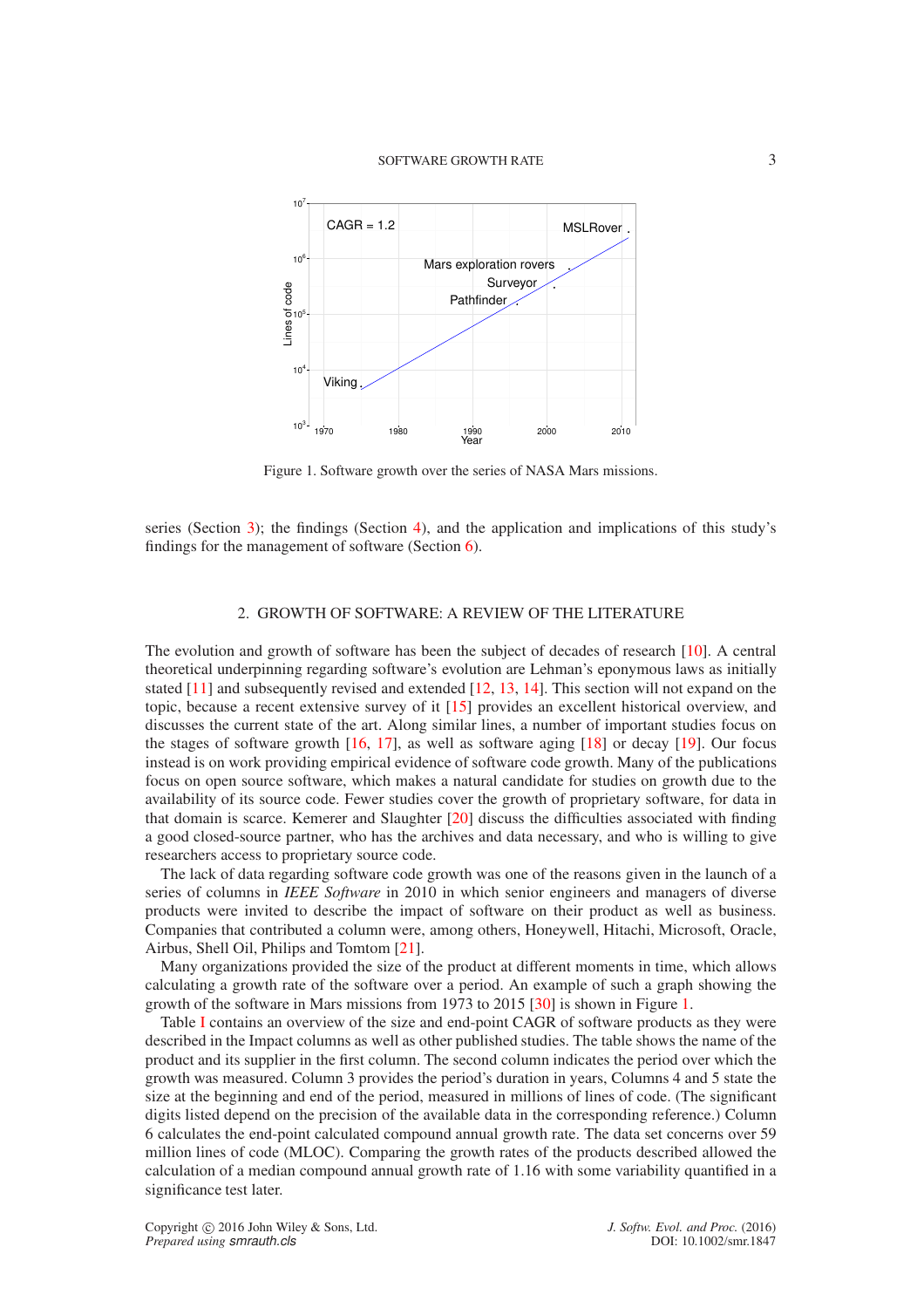Figure 1. Software growth over the series of NASA Mars missions.

series (Section 3); the findings (Section 4), and the application and implications of this study's findings for the management of software (Section 6).

## 2. GROWTH OF SOFTWARE: A REVIEW OF THE LITERATURE

The evolution and growth of software has been the subject of decades of research [10]. A central theoretical underpinning regarding software's evolution are Lehman's eponymous laws as initially stated [11] and subsequently revised and extended [12, 13, 14]. This section will not expand on the topic, because a recent extensive survey of it [15] provides an excellent historical overview, and discusses the current state of the art. Along similar lines, a number of important studies focus on the stages of software growth [16, 17], as well as software aging [18] or decay [19]. Our focus instead is on work providing empirical evidence of software code growth. Many of the publications focus on open source software, which makes a natural candidate for studies on growth due to the availability of its source code. Fewer studies cover the growth of proprietary software, for data in that domain is scarce. Kemerer and Slaughter [20] discuss the difficulties associated with finding a good closed-source partner, who has the archives and data necessary, and who is willing to give researchers access to proprietary source code.

The lack of data regarding software code growth was one of the reasons given in the launch of a series of columns in *IEEE Software* in 2010 in which senior engineers and managers of diverse products were invited to describe the impact of software on their product as well as business. Companies that contributed a column were, among others, Honeywell, Hitachi, Microsoft, Oracle, Airbus, Shell Oil, Philips and Tomtom [21].

Many organizations provided the size of the product at different moments in time, which allows calculating a growth rate of the software over a period. An example of such a graph showing the growth of the software in Mars missions from 1973 to 2015 [30] is shown in Figure 1.

Table I contains an overview of the size and end-point CAGR of software products as they were described in the Impact columns as well as other published studies. The table shows the name of the product and its supplier in the first column. The second column indicates the period over which the growth was measured. Column 3 provides the period's duration in years, Columns 4 and 5 state the size at the beginning and end of the period, measured in millions of lines of code. (The significant digits listed depend on the precision of the available data in the corresponding reference.) Column 6 calculates the end-point calculated compound annual growth rate. The data set concerns over 59 million lines of code (MLOC). Comparing the growth rates of the products described allowed the calculation of a median compound annual growth rate of 1.16 with some variability quantified in a significance test later.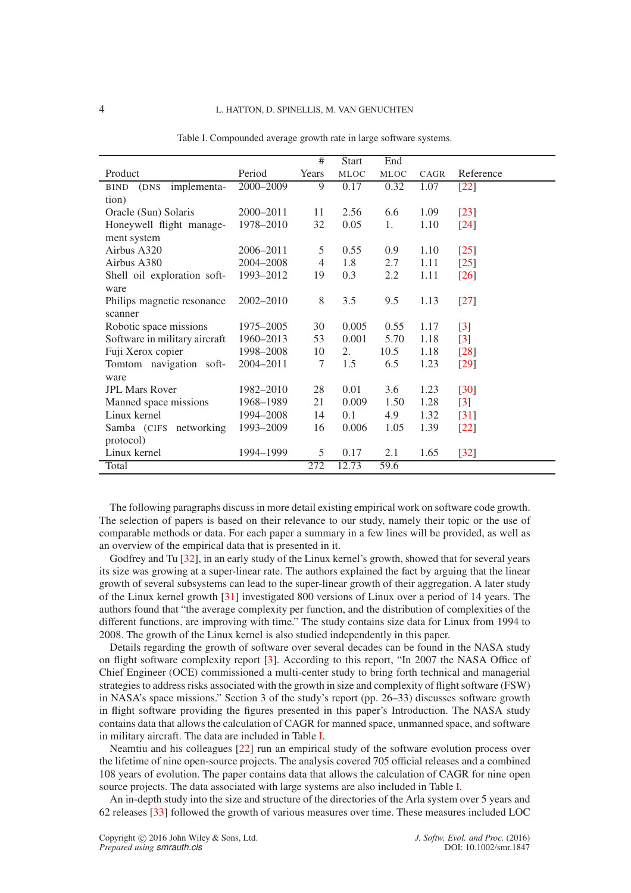Table I. Compounded average growth rate in large software systems.

| Product | Period | # Years | Start MLOC | End MLOC | CAGR | Reference |
|---|---|---|---|---|---|---|
| BIND (DNS implementation) | 2000–2009 | 9 | 0.17 | 0.32 | 1.07 | [22] |
| Oracle (Sun) Solaris | 2000–2011 | 11 | 2.56 | 6.6 | 1.09 | [23] |
| Honeywell flight management system | 1978–2010 | 32 | 0.05 | 1. | 1.10 | [24] |
| Airbus A320 | 2006–2011 | 5 | 0.55 | 0.9 | 1.10 | [25] |
| Airbus A380 | 2004–2008 | 4 | 1.8 | 2.7 | 1.11 | [25] |
| Shell oil exploration software | 1993–2012 | 19 | 0.3 | 2.2 | 1.11 | [26] |
| Philips magnetic resonance scanner | 2002–2010 | 8 | 3.5 | 9.5 | 1.13 | [27] |
| Robotic space missions | 1975–2005 | 30 | 0.005 | 0.55 | 1.17 | [3] |
| Software in military aircraft | 1960–2013 | 53 | 0.001 | 5.70 | 1.18 | [3] |
| Fuji Xerox copier | 1998–2008 | 10 | 2. | 10.5 | 1.18 | [28] |
| Tomtom navigation software | 2004–2011 | 7 | 1.5 | 6.5 | 1.23 | [29] |
| JPL Mars Rover | 1982–2010 | 28 | 0.01 | 3.6 | 1.23 | [30] |
| Manned space missions | 1968–1989 | 21 | 0.009 | 1.50 | 1.28 | [3] |
| Linux kernel | 1994–2008 | 14 | 0.1 | 4.9 | 1.32 | [31] |
| Samba (CIFS networking protocol) | 1993–2009 | 16 | 0.006 | 1.05 | 1.39 | [22] |
| Linux kernel | 1994–1999 | 5 | 0.17 | 2.1 | 1.65 | [32] |
| Total | | 272 | 12.73 | 59.6 | | |

The following paragraphs discuss in more detail existing empirical work on software code growth. The selection of papers is based on their relevance to our study, namely their topic or the use of comparable methods or data. For each paper a summary in a few lines will be provided, as well as an overview of the empirical data that is presented in it.

Godfrey and Tu [32], in an early study of the Linux kernel's growth, showed that for several years its size was growing at a super-linear rate. The authors explained the fact by arguing that the linear growth of several subsystems can lead to the super-linear growth of their aggregation. A later study of the Linux kernel growth [31] investigated 800 versions of Linux over a period of 14 years. The authors found that "the average complexity per function, and the distribution of complexities of the different functions, are improving with time." The study contains size data for Linux from 1994 to 2008. The growth of the Linux kernel is also studied independently in this paper.

Details regarding the growth of software over several decades can be found in the NASA study on flight software complexity report [3]. According to this report, "In 2007 the NASA Office of Chief Engineer (OCE) commissioned a multi-center study to bring forth technical and managerial strategies to address risks associated with the growth in size and complexity of flight software (FSW) in NASA's space missions." Section 3 of the study's report (pp. 26–33) discusses software growth in flight software providing the figures presented in this paper's Introduction. The NASA study contains data that allows the calculation of CAGR for manned space, unmanned space, and software in military aircraft. The data are included in Table I.

Neamtiu and his colleagues [22] run an empirical study of the software evolution process over the lifetime of nine open-source projects. The analysis covered 705 official releases and a combined 108 years of evolution. The paper contains data that allows the calculation of CAGR for nine open source projects. The data associated with large systems are also included in Table I.

An in-depth study into the size and structure of the directories of the Arla system over 5 years and 62 releases [33] followed the growth of various measures over time. These measures included LOC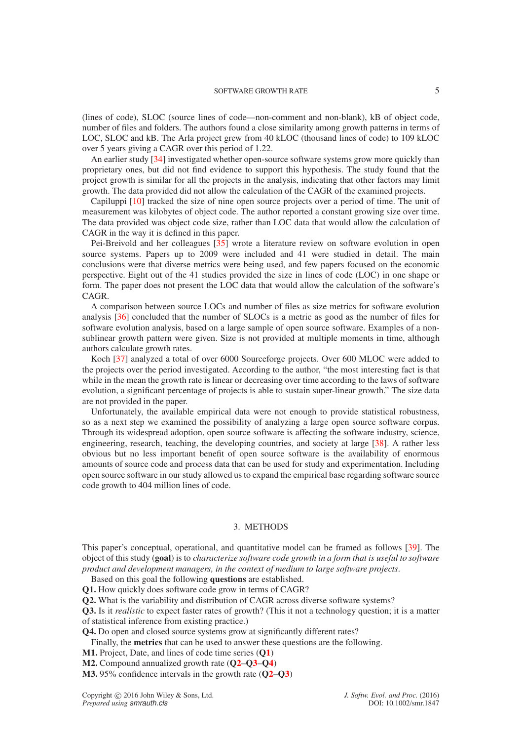(lines of code), SLOC (source lines of code—non-comment and non-blank), kB of object code, number of files and folders. The authors found a close similarity among growth patterns in terms of LOC, SLOC and kB. The Arla project grew from 40 kLOC (thousand lines of code) to 109 kLOC over 5 years giving a CAGR over this period of 1.22.

An earlier study [34] investigated whether open-source software systems grow more quickly than proprietary ones, but did not find evidence to support this hypothesis. The study found that the project growth is similar for all the projects in the analysis, indicating that other factors may limit growth. The data provided did not allow the calculation of the CAGR of the examined projects.

Capiluppi [10] tracked the size of nine open source projects over a period of time. The unit of measurement was kilobytes of object code. The author reported a constant growing size over time. The data provided was object code size, rather than LOC data that would allow the calculation of CAGR in the way it is defined in this paper.

Pei-Breivold and her colleagues [35] wrote a literature review on software evolution in open source systems. Papers up to 2009 were included and 41 were studied in detail. The main conclusions were that diverse metrics were being used, and few papers focused on the economic perspective. Eight out of the 41 studies provided the size in lines of code (LOC) in one shape or form. The paper does not present the LOC data that would allow the calculation of the software's CAGR.

A comparison between source LOCs and number of files as size metrics for software evolution analysis [36] concluded that the number of SLOCs is a metric as good as the number of files for software evolution analysis, based on a large sample of open source software. Examples of a non-sublinear growth pattern were given. Size is not provided at multiple moments in time, although authors calculate growth rates.

Koch [37] analyzed a total of over 6000 Sourceforge projects. Over 600 MLOC were added to the projects over the period investigated. According to the author, "the most interesting fact is that while in the mean the growth rate is linear or decreasing over time according to the laws of software evolution, a significant percentage of projects is able to sustain super-linear growth." The size data are not provided in the paper.

Unfortunately, the available empirical data were not enough to provide statistical robustness, so as a next step we examined the possibility of analyzing a large open source software corpus. Through its widespread adoption, open source software is affecting the software industry, science, engineering, research, teaching, the developing countries, and society at large [38]. A rather less obvious but no less important benefit of open source software is the availability of enormous amounts of source code and process data that can be used for study and experimentation. Including open source software in our study allowed us to expand the empirical base regarding software source code growth to 404 million lines of code.

## 3. METHODS

This paper's conceptual, operational, and quantitative model can be framed as follows [39]. The object of this study (**goal**) is to *characterize software code growth in a form that is useful to software product and development managers, in the context of medium to large software projects*.

Based on this goal the following **questions** are established.

**Q1.** How quickly does software code grow in terms of CAGR?

**Q2.** What is the variability and distribution of CAGR across diverse software systems?

**Q3.** Is it *realistic* to expect faster rates of growth? (This it not a technology question; it is a matter of statistical inference from existing practice.)

**Q4.** Do open and closed source systems grow at significantly different rates?

Finally, the **metrics** that can be used to answer these questions are the following.

**M1.** Project, Date, and lines of code time series (**Q1**)

**M2.** Compound annualized growth rate (**Q2**–**Q3**–**Q4**)

**M3.** 95% confidence intervals in the growth rate (**Q2**–**Q3**)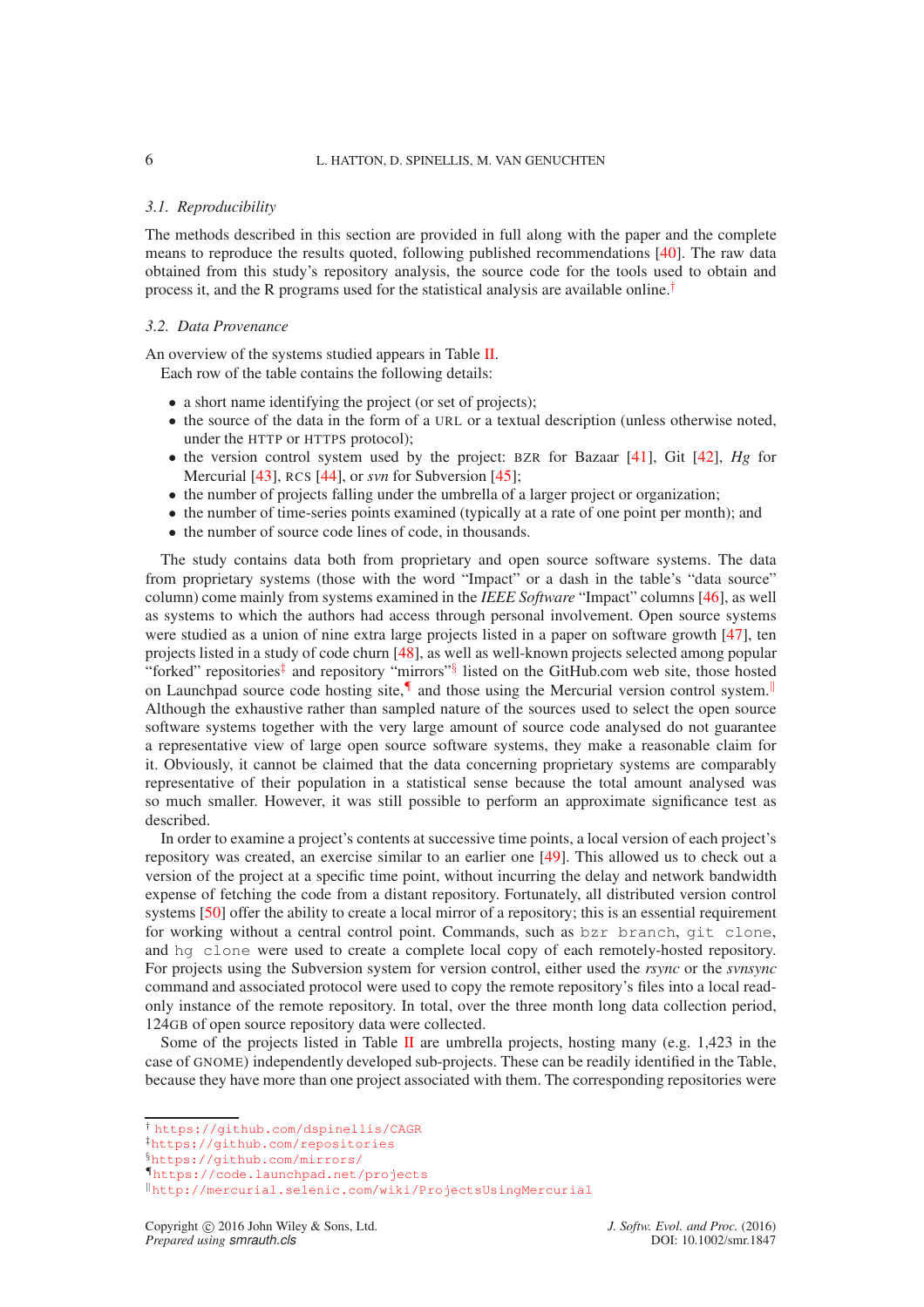### 3.1. Reproducibility

The methods described in this section are provided in full along with the paper and the complete means to reproduce the results quoted, following published recommendations [40]. The raw data obtained from this study's repository analysis, the source code for the tools used to obtain and process it, and the R programs used for the statistical analysis are available online.[†]

### 3.2. Data Provenance

An overview of the systems studied appears in Table II.

Each row of the table contains the following details:

- a short name identifying the project (or set of projects);
- the source of the data in the form of a URL or a textual description (unless otherwise noted, under the HTTP or HTTPS protocol);
- the version control system used by the project: BZR for Bazaar [41], Git [42], *Hg* for Mercurial [43], RCS [44], or *svn* for Subversion [45];
- the number of projects falling under the umbrella of a larger project or organization;
- the number of time-series points examined (typically at a rate of one point per month); and
- the number of source code lines of code, in thousands.

The study contains data both from proprietary and open source software systems. The data from proprietary systems (those with the word "Impact" or a dash in the table's "data source" column) come mainly from systems examined in the *IEEE Software* "Impact" columns [46], as well as systems to which the authors had access through personal involvement. Open source systems were studied as a union of nine extra large projects listed in a paper on software growth [47], ten projects listed in a study of code churn [48], as well as well-known projects selected among popular "forked" repositories[‡] and repository "mirrors"[§] listed on the GitHub.com web site, those hosted on Launchpad source code hosting site,[¶] and those using the Mercurial version control system.[‖] Although the exhaustive rather than sampled nature of the sources used to select the open source software systems together with the very large amount of source code analysed do not guarantee a representative view of large open source software systems, they make a reasonable claim for it. Obviously, it cannot be claimed that the data concerning proprietary systems are comparably representative of their population in a statistical sense because the total amount analysed was so much smaller. However, it was still possible to perform an approximate significance test as described.

In order to examine a project's contents at successive time points, a local version of each project's repository was created, an exercise similar to an earlier one [49]. This allowed us to check out a version of the project at a specific time point, without incurring the delay and network bandwidth expense of fetching the code from a distant repository. Fortunately, all distributed version control systems [50] offer the ability to create a local mirror of a repository; this is an essential requirement for working without a central control point. Commands, such as `bzr branch`, `git clone`, and `hg clone` were used to create a complete local copy of each remotely-hosted repository. For projects using the Subversion system for version control, either used the *rsync* or the *svnsync* command and associated protocol were used to copy the remote repository's files into a local read-only instance of the remote repository. In total, over the three month long data collection period, 124GB of open source repository data were collected.

Some of the projects listed in Table II are umbrella projects, hosting many (e.g. 1,423 in the case of GNOME) independently developed sub-projects. These can be readily identified in the Table, because they have more than one project associated with them. The corresponding repositories were

---

[†] https://github.com/dspinellis/CAGR

[‡] https://github.com/repositories

[§] https://github.com/mirrors/

[¶] https://code.launchpad.net/projects

[‖] http://mercurial.selenic.com/wiki/ProjectsUsingMercurial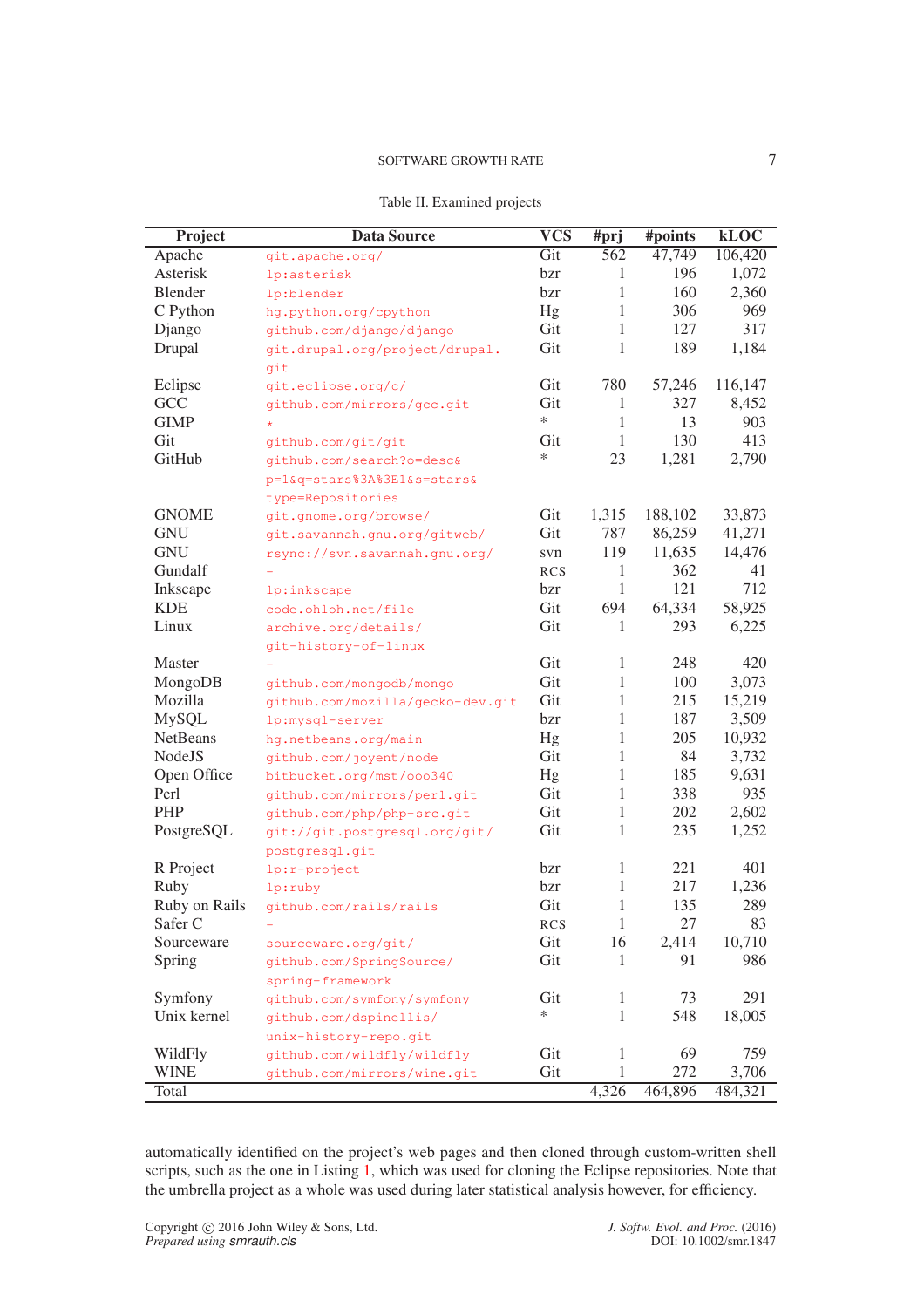Table II. Examined projects

| Project | Data Source | VCS | #prj | #points | kLOC |
|---|---|---|---|---|---|
| Apache | git.apache.org/ | Git | 562 | 47,749 | 106,420 |
| Asterisk | lp:asterisk | bzr | 1 | 196 | 1,072 |
| Blender | lp:blender | bzr | 1 | 160 | 2,360 |
| C Python | hg.python.org/cpython | Hg | 1 | 306 | 969 |
| Django | github.com/django/django | Git | 1 | 127 | 317 |
| Drupal | git.drupal.org/project/drupal.git | Git | 1 | 189 | 1,184 |
| Eclipse | git.eclipse.org/c/ | Git | 780 | 57,246 | 116,147 |
| GCC | github.com/mirrors/gcc.git | Git | 1 | 327 | 8,452 |
| GIMP | * | * | 1 | 13 | 903 |
| Git | github.com/git/git | Git | 1 | 130 | 413 |
| GitHub | github.com/search?o=desc&p=1&q=stars%3A%3E1&s=stars&type=Repositories | * | 23 | 1,281 | 2,790 |
| GNOME | git.gnome.org/browse/ | Git | 1,315 | 188,102 | 33,873 |
| GNU | git.savannah.gnu.org/gitweb/ | Git | 787 | 86,259 | 41,271 |
| GNU | rsync://svn.savannah.gnu.org/ | svn | 119 | 11,635 | 14,476 |
| Gundalf | – | RCS | 1 | 362 | 41 |
| Inkscape | lp:inkscape | bzr | 1 | 121 | 712 |
| KDE | code.ohloh.net/file | Git | 694 | 64,334 | 58,925 |
| Linux | archive.org/details/git-history-of-linux | Git | 1 | 293 | 6,225 |
| Master | – | Git | 1 | 248 | 420 |
| MongoDB | github.com/mongodb/mongo | Git | 1 | 100 | 3,073 |
| Mozilla | github.com/mozilla/gecko-dev.git | Git | 1 | 215 | 15,219 |
| MySQL | lp:mysql-server | bzr | 1 | 187 | 3,509 |
| NetBeans | hg.netbeans.org/main | Hg | 1 | 205 | 10,932 |
| NodeJS | github.com/joyent/node | Git | 1 | 84 | 3,732 |
| Open Office | bitbucket.org/mst/ooo340 | Hg | 1 | 185 | 9,631 |
| Perl | github.com/mirrors/perl.git | Git | 1 | 338 | 935 |
| PHP | github.com/php/php-src.git | Git | 1 | 202 | 2,602 |
| PostgreSQL | git://git.postgresql.org/git/postgresql.git | Git | 1 | 235 | 1,252 |
| R Project | lp:r-project | bzr | 1 | 221 | 401 |
| Ruby | lp:ruby | bzr | 1 | 217 | 1,236 |
| Ruby on Rails | github.com/rails/rails | Git | 1 | 135 | 289 |
| Safer C | – | RCS | 1 | 27 | 83 |
| Sourceware | sourceware.org/git/ | Git | 16 | 2,414 | 10,710 |
| Spring | github.com/SpringSource/spring-framework | Git | 1 | 91 | 986 |
| Symfony | github.com/symfony/symfony | Git | 1 | 73 | 291 |
| Unix kernel | github.com/dspinellis/unix-history-repo.git | * | 1 | 548 | 18,005 |
| WildFly | github.com/wildfly/wildfly | Git | 1 | 69 | 759 |
| WINE | github.com/mirrors/wine.git | Git | 1 | 272 | 3,706 |
| Total | | | 4,326 | 464,896 | 484,321 |

automatically identified on the project's web pages and then cloned through custom-written shell scripts, such as the one in Listing 1, which was used for cloning the Eclipse repositories. Note that the umbrella project as a whole was used during later statistical analysis however, for efficiency.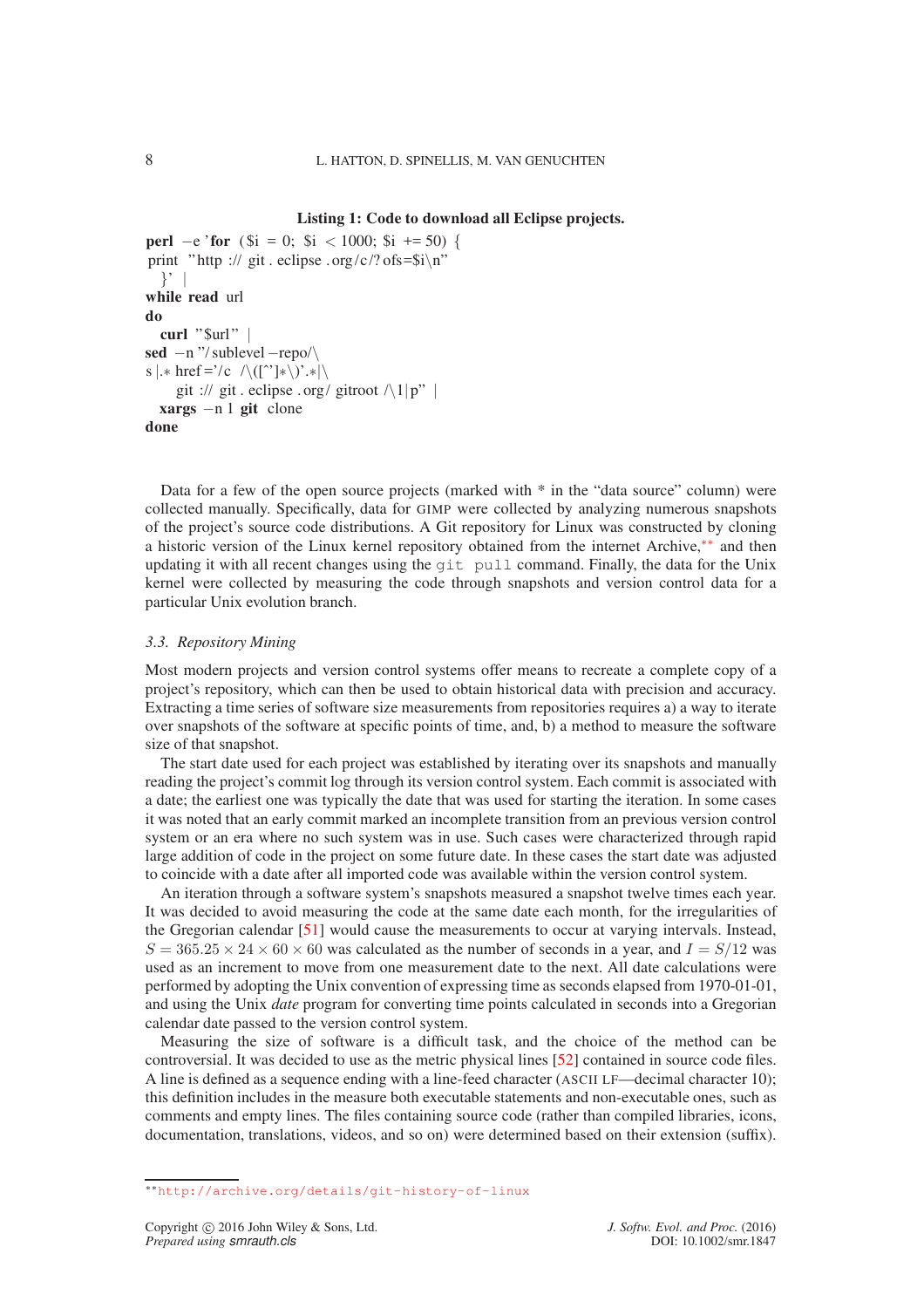**Listing 1: Code to download all Eclipse projects.**

```
perl -e 'for ($i = 0; $i < 1000; $i += 50) {
print "http://git.eclipse.org/c/?ofs=$i\n"
  }' |
while read url
do
  curl "$url" |
sed -n "/sublevel-repo/\
s|.* href='/c /\([^']*\)'.*|\
     git://git.eclipse.org/gitroot/\1|p" |
  xargs -n 1 git clone
done
```

Data for a few of the open source projects (marked with * in the "data source" column) were collected manually. Specifically, data for GIMP were collected by analyzing numerous snapshots of the project's source code distributions. A Git repository for Linux was constructed by cloning a historic version of the Linux kernel repository obtained from the internet Archive,[**] and then updating it with all recent changes using the `git pull` command. Finally, the data for the Unix kernel were collected by measuring the code through snapshots and version control data for a particular Unix evolution branch.

### *3.3. Repository Mining*

Most modern projects and version control systems offer means to recreate a complete copy of a project's repository, which can then be used to obtain historical data with precision and accuracy. Extracting a time series of software size measurements from repositories requires a) a way to iterate over snapshots of the software at specific points of time, and, b) a method to measure the software size of that snapshot.

The start date used for each project was established by iterating over its snapshots and manually reading the project's commit log through its version control system. Each commit is associated with a date; the earliest one was typically the date that was used for starting the iteration. In some cases it was noted that an early commit marked an incomplete transition from an previous version control system or an era where no such system was in use. Such cases were characterized through rapid large addition of code in the project on some future date. In these cases the start date was adjusted to coincide with a date after all imported code was available within the version control system.

An iteration through a software system's snapshots measured a snapshot twelve times each year. It was decided to avoid measuring the code at the same date each month, for the irregularities of the Gregorian calendar [51] would cause the measurements to occur at varying intervals. Instead, $S = 365.25 \times 24 \times 60 \times 60$ was calculated as the number of seconds in a year, and $I = S/12$ was used as an increment to move from one measurement date to the next. All date calculations were performed by adopting the Unix convention of expressing time as seconds elapsed from 1970-01-01, and using the Unix *date* program for converting time points calculated in seconds into a Gregorian calendar date passed to the version control system.

Measuring the size of software is a difficult task, and the choice of the method can be controversial. It was decided to use as the metric physical lines [52] contained in source code files. A line is defined as a sequence ending with a line-feed character (ASCII LF—decimal character 10); this definition includes in the measure both executable statements and non-executable ones, such as comments and empty lines. The files containing source code (rather than compiled libraries, icons, documentation, translations, videos, and so on) were determined based on their extension (suffix).

---

[**] http://archive.org/details/git-history-of-linux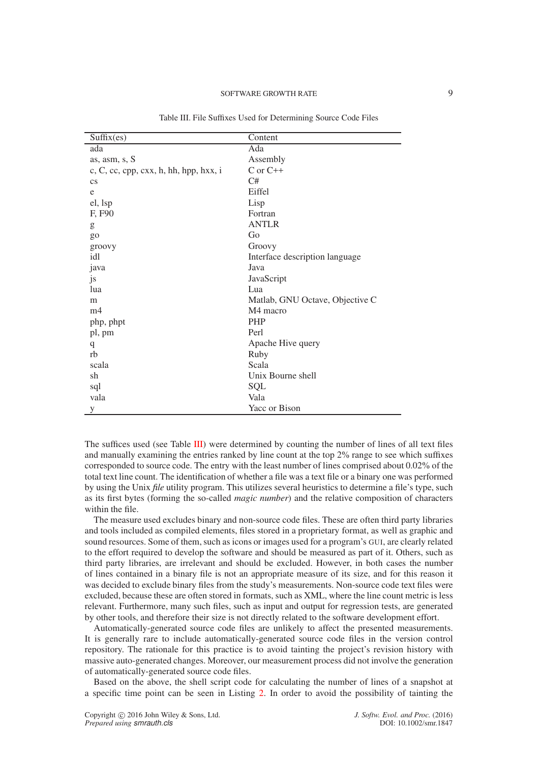Table III. File Suffixes Used for Determining Source Code Files

| Suffix(es) | Content |
|---|---|
| ada | Ada |
| as, asm, s, S | Assembly |
| c, C, cc, cpp, cxx, h, hh, hpp, hxx, i | C or C++ |
| cs | C# |
| e | Eiffel |
| el, lsp | Lisp |
| F, F90 | Fortran |
| g | ANTLR |
| go | Go |
| groovy | Groovy |
| idl | Interface description language |
| java | Java |
| js | JavaScript |
| lua | Lua |
| m | Matlab, GNU Octave, Objective C |
| m4 | M4 macro |
| php, phpt | PHP |
| pl, pm | Perl |
| q | Apache Hive query |
| rb | Ruby |
| scala | Scala |
| sh | Unix Bourne shell |
| sql | SQL |
| vala | Vala |
| y | Yacc or Bison |

The suffices used (see Table III) were determined by counting the number of lines of all text files and manually examining the entries ranked by line count at the top 2% range to see which suffixes corresponded to source code. The entry with the least number of lines comprised about 0.02% of the total text line count. The identification of whether a file was a text file or a binary one was performed by using the Unix *file* utility program. This utilizes several heuristics to determine a file's type, such as its first bytes (forming the so-called *magic number*) and the relative composition of characters within the file.

The measure used excludes binary and non-source code files. These are often third party libraries and tools included as compiled elements, files stored in a proprietary format, as well as graphic and sound resources. Some of them, such as icons or images used for a program's GUI, are clearly related to the effort required to develop the software and should be measured as part of it. Others, such as third party libraries, are irrelevant and should be excluded. However, in both cases the number of lines contained in a binary file is not an appropriate measure of its size, and for this reason it was decided to exclude binary files from the study's measurements. Non-source code text files were excluded, because these are often stored in formats, such as XML, where the line count metric is less relevant. Furthermore, many such files, such as input and output for regression tests, are generated by other tools, and therefore their size is not directly related to the software development effort.

Automatically-generated source code files are unlikely to affect the presented measurements. It is generally rare to include automatically-generated source code files in the version control repository. The rationale for this practice is to avoid tainting the project's revision history with massive auto-generated changes. Moreover, our measurement process did not involve the generation of automatically-generated source code files.

Based on the above, the shell script code for calculating the number of lines of a snapshot at a specific time point can be seen in Listing 2. In order to avoid the possibility of tainting the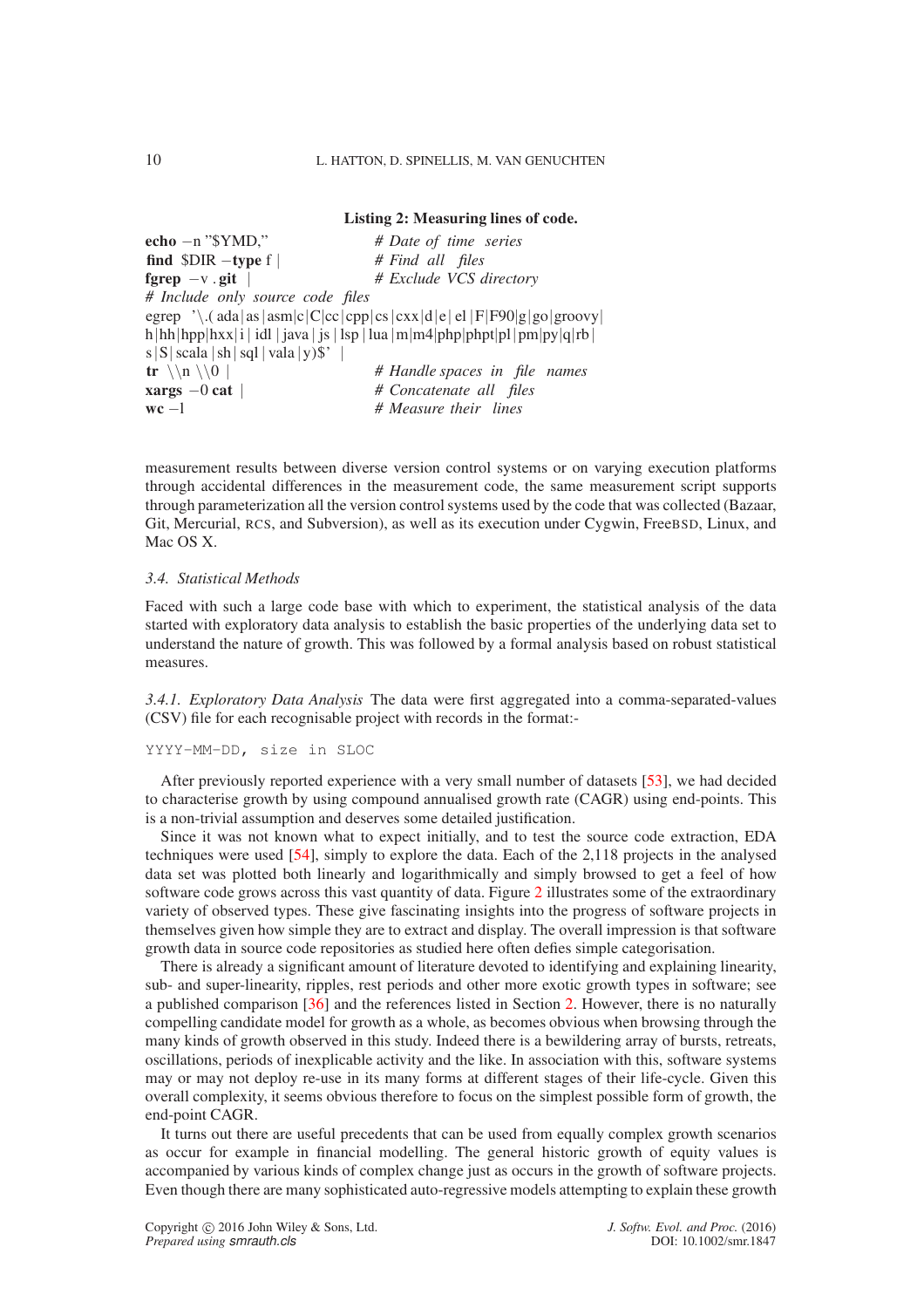**Listing 2: Measuring lines of code.**

```
echo -n "$YMD,"              # Date of time series
find $DIR -type f |          # Find all files
fgrep -v .git |              # Exclude VCS directory
# Include only source code files
egrep '\.(ada|as|asm|c|C|cc|cpp|cs|cxx|d|e|el|F|F90|g|go|groovy|
h|hh|hpp|hxx|i|idl|java|js|lsp|lua|m|m4|php|phpt|pl|pm|py|q|rb|
s|S|scala|sh|sql|vala|y)$' |
tr \\n \\0 |                 # Handle spaces in file names
xargs -0 cat |               # Concatenate all files
wc -l                        # Measure their lines
```

measurement results between diverse version control systems or on varying execution platforms through accidental differences in the measurement code, the same measurement script supports through parameterization all the version control systems used by the code that was collected (Bazaar, Git, Mercurial, RCS, and Subversion), as well as its execution under Cygwin, FreeBSD, Linux, and Mac OS X.

### 3.4. Statistical Methods

Faced with such a large code base with which to experiment, the statistical analysis of the data started with exploratory data analysis to establish the basic properties of the underlying data set to understand the nature of growth. This was followed by a formal analysis based on robust statistical measures.

*3.4.1. Exploratory Data Analysis* The data were first aggregated into a comma-separated-values (CSV) file for each recognisable project with records in the format:-

```
YYYY-MM-DD, size in SLOC
```

After previously reported experience with a very small number of datasets [53], we had decided to characterise growth by using compound annualised growth rate (CAGR) using end-points. This is a non-trivial assumption and deserves some detailed justification.

Since it was not known what to expect initially, and to test the source code extraction, EDA techniques were used [54], simply to explore the data. Each of the 2,118 projects in the analysed data set was plotted both linearly and logarithmically and simply browsed to get a feel of how software code grows across this vast quantity of data. Figure 2 illustrates some of the extraordinary variety of observed types. These give fascinating insights into the progress of software projects in themselves given how simple they are to extract and display. The overall impression is that software growth data in source code repositories as studied here often defies simple categorisation.

There is already a significant amount of literature devoted to identifying and explaining linearity, sub- and super-linearity, ripples, rest periods and other more exotic growth types in software; see a published comparison [36] and the references listed in Section 2. However, there is no naturally compelling candidate model for growth as a whole, as becomes obvious when browsing through the many kinds of growth observed in this study. Indeed there is a bewildering array of bursts, retreats, oscillations, periods of inexplicable activity and the like. In association with this, software systems may or may not deploy re-use in its many forms at different stages of their life-cycle. Given this overall complexity, it seems obvious therefore to focus on the simplest possible form of growth, the end-point CAGR.

It turns out there are useful precedents that can be used from equally complex growth scenarios as occur for example in financial modelling. The general historic growth of equity values is accompanied by various kinds of complex change just as occurs in the growth of software projects. Even though there are many sophisticated auto-regressive models attempting to explain these growth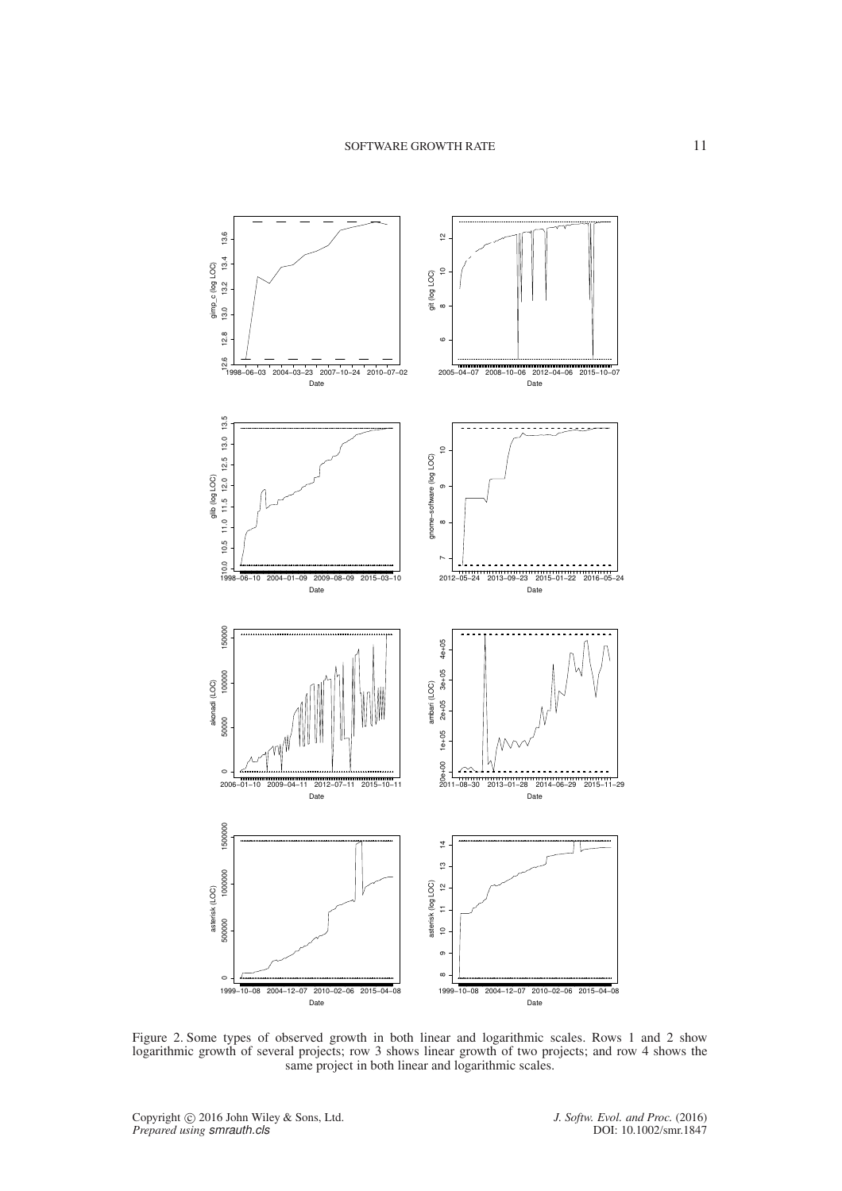Figure 2. Some types of observed growth in both linear and logarithmic scales. Rows 1 and 2 show logarithmic growth of several projects; row 3 shows linear growth of two projects; and row 4 shows the same project in both linear and logarithmic scales.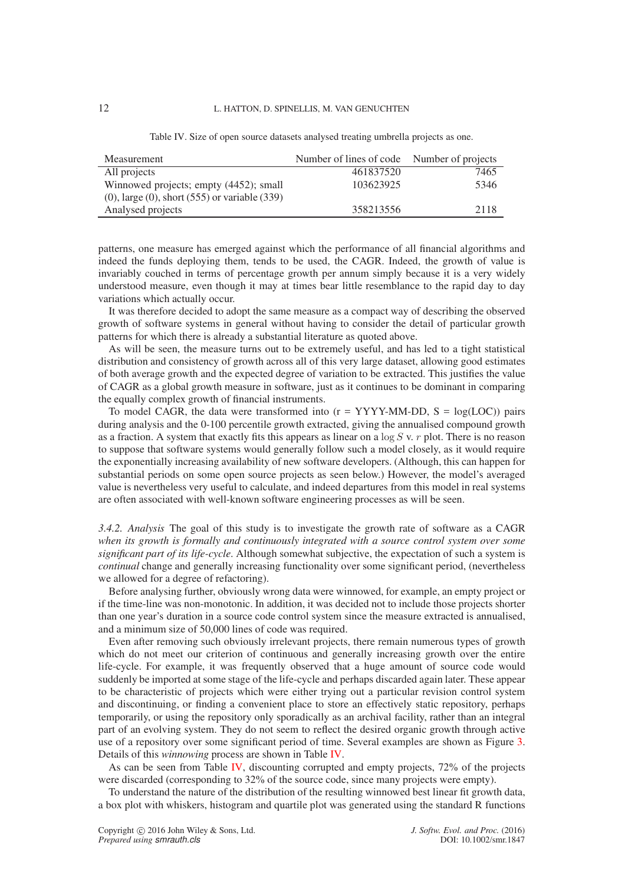Table IV. Size of open source datasets analysed treating umbrella projects as one.

| Measurement | Number of lines of code | Number of projects |
|---|---|---|
| All projects | 461837520 | 7465 |
| Winnowed projects; empty (4452); small (0), large (0), short (555) or variable (339) | 103623925 | 5346 |
| Analysed projects | 358213556 | 2118 |

patterns, one measure has emerged against which the performance of all financial algorithms and indeed the funds deploying them, tends to be used, the CAGR. Indeed, the growth of value is invariably couched in terms of percentage growth per annum simply because it is a very widely understood measure, even though it may at times bear little resemblance to the rapid day to day variations which actually occur.

It was therefore decided to adopt the same measure as a compact way of describing the observed growth of software systems in general without having to consider the detail of particular growth patterns for which there is already a substantial literature as quoted above.

As will be seen, the measure turns out to be extremely useful, and has led to a tight statistical distribution and consistency of growth across all of this very large dataset, allowing good estimates of both average growth and the expected degree of variation to be extracted. This justifies the value of CAGR as a global growth measure in software, just as it continues to be dominant in comparing the equally complex growth of financial instruments.

To model CAGR, the data were transformed into (r = YYYY-MM-DD, S = log(LOC)) pairs during analysis and the 0-100 percentile growth extracted, giving the annualised compound growth as a fraction. A system that exactly fits this appears as linear on a $\log S$ v. $r$ plot. There is no reason to suppose that software systems would generally follow such a model closely, as it would require the exponentially increasing availability of new software developers. (Although, this can happen for substantial periods on some open source projects as seen below.) However, the model's averaged value is nevertheless very useful to calculate, and indeed departures from this model in real systems are often associated with well-known software engineering processes as will be seen.

*3.4.2. Analysis* The goal of this study is to investigate the growth rate of software as a CAGR *when its growth is formally and continuously integrated with a source control system over some significant part of its life-cycle*. Although somewhat subjective, the expectation of such a system is *continual* change and generally increasing functionality over some significant period, (nevertheless we allowed for a degree of refactoring).

Before analysing further, obviously wrong data were winnowed, for example, an empty project or if the time-line was non-monotonic. In addition, it was decided not to include those projects shorter than one year's duration in a source code control system since the measure extracted is annualised, and a minimum size of 50,000 lines of code was required.

Even after removing such obviously irrelevant projects, there remain numerous types of growth which do not meet our criterion of continuous and generally increasing growth over the entire life-cycle. For example, it was frequently observed that a huge amount of source code would suddenly be imported at some stage of the life-cycle and perhaps discarded again later. These appear to be characteristic of projects which were either trying out a particular revision control system and discontinuing, or finding a convenient place to store an effectively static repository, perhaps temporarily, or using the repository only sporadically as an archival facility, rather than an integral part of an evolving system. They do not seem to reflect the desired organic growth through active use of a repository over some significant period of time. Several examples are shown as Figure 3. Details of this *winnowing* process are shown in Table IV.

As can be seen from Table IV, discounting corrupted and empty projects, 72% of the projects were discarded (corresponding to 32% of the source code, since many projects were empty).

To understand the nature of the distribution of the resulting winnowed best linear fit growth data, a box plot with whiskers, histogram and quartile plot was generated using the standard R functions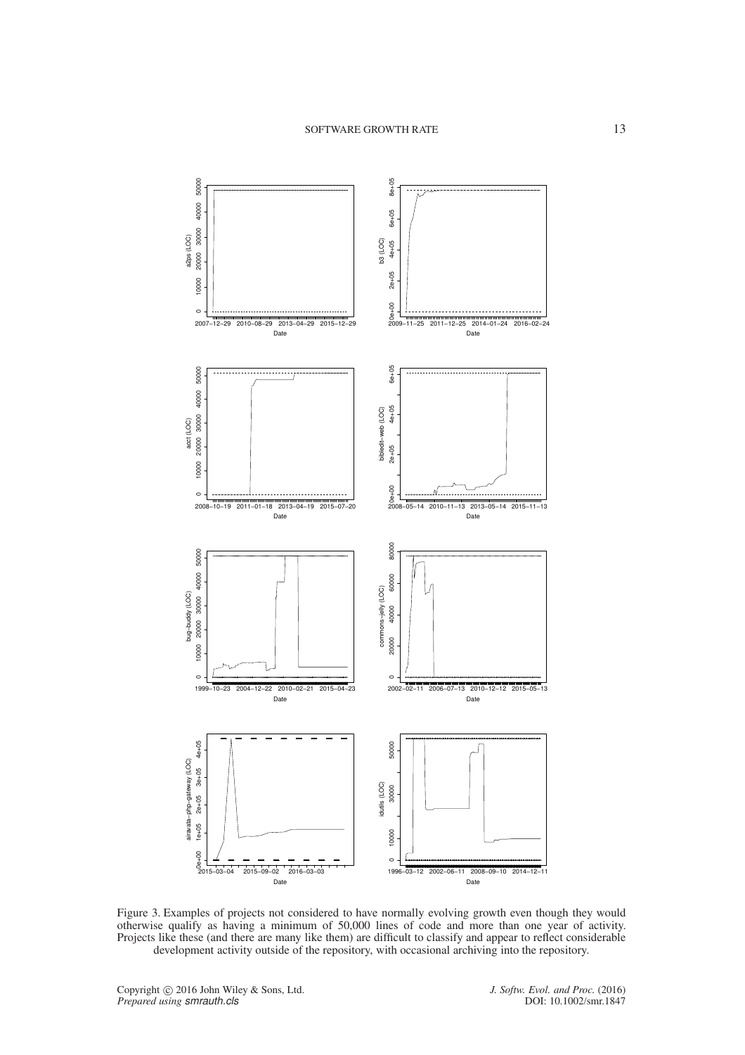Figure 3. Examples of projects not considered to have normally evolving growth even though they would otherwise qualify as having a minimum of 50,000 lines of code and more than one year of activity. Projects like these (and there are many like them) are difficult to classify and appear to reflect considerable development activity outside of the repository, with occasional archiving into the repository.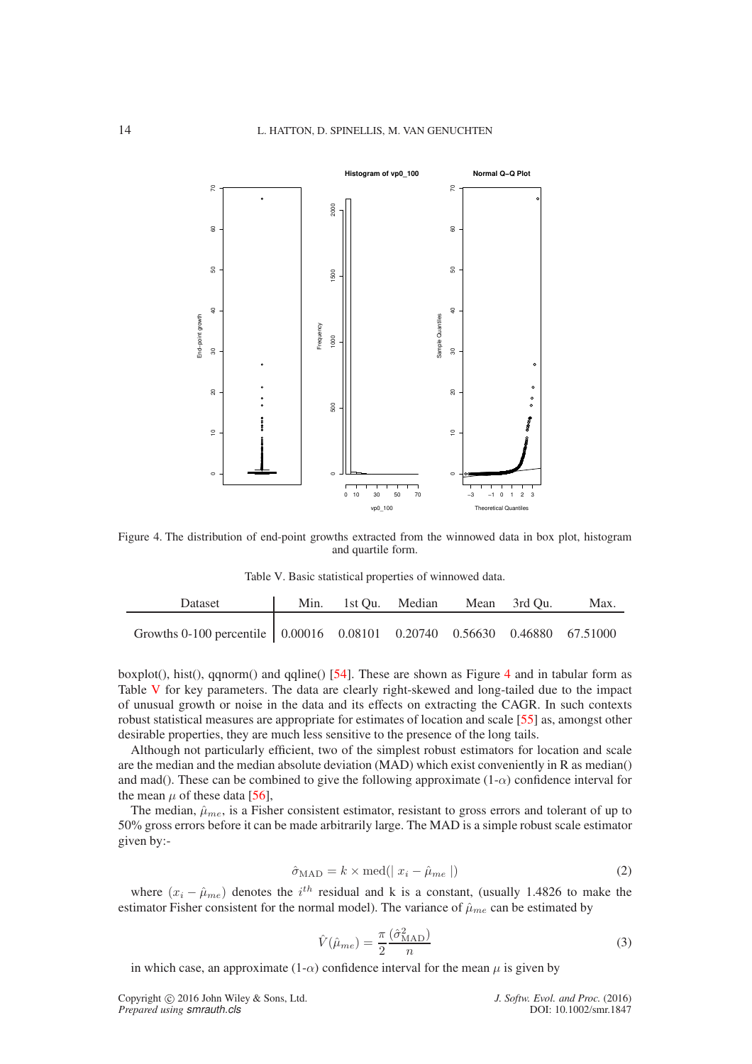Figure 4. The distribution of end-point growths extracted from the winnowed data in box plot, histogram and quartile form.

Table V. Basic statistical properties of winnowed data.

| Dataset | Min. | 1st Qu. | Median | Mean | 3rd Qu. | Max. |
|---|---|---|---|---|---|---|
| Growths 0-100 percentile | 0.00016 | 0.08101 | 0.20740 | 0.56630 | 0.46880 | 67.51000 |

boxplot(), hist(), qqnorm() and qqline() [54]. These are shown as Figure 4 and in tabular form as Table V for key parameters. The data are clearly right-skewed and long-tailed due to the impact of unusual growth or noise in the data and its effects on extracting the CAGR. In such contexts robust statistical measures are appropriate for estimates of location and scale [55] as, amongst other desirable properties, they are much less sensitive to the presence of the long tails.

Although not particularly efficient, two of the simplest robust estimators for location and scale are the median and the median absolute deviation (MAD) which exist conveniently in R as median() and mad(). These can be combined to give the following approximate (1-$\alpha$) confidence interval for the mean $\mu$ of these data [56],

The median, $\hat{\mu}_{me}$, is a Fisher consistent estimator, resistant to gross errors and tolerant of up to 50% gross errors before it can be made arbitrarily large. The MAD is a simple robust scale estimator given by:-

$$\hat{\sigma}_{\text{MAD}} = k \times \text{med}(\mid x_i - \hat{\mu}_{me} \mid) \tag{2}$$

where $(x_i - \hat{\mu}_{me})$ denotes the $i^{th}$ residual and k is a constant, (usually 1.4826 to make the estimator Fisher consistent for the normal model). The variance of $\hat{\mu}_{me}$ can be estimated by

$$\hat{V}(\hat{\mu}_{me}) = \frac{\pi}{2} \frac{(\hat{\sigma}^2_{\text{MAD}})}{n} \tag{3}$$

in which case, an approximate (1-$\alpha$) confidence interval for the mean $\mu$ is given by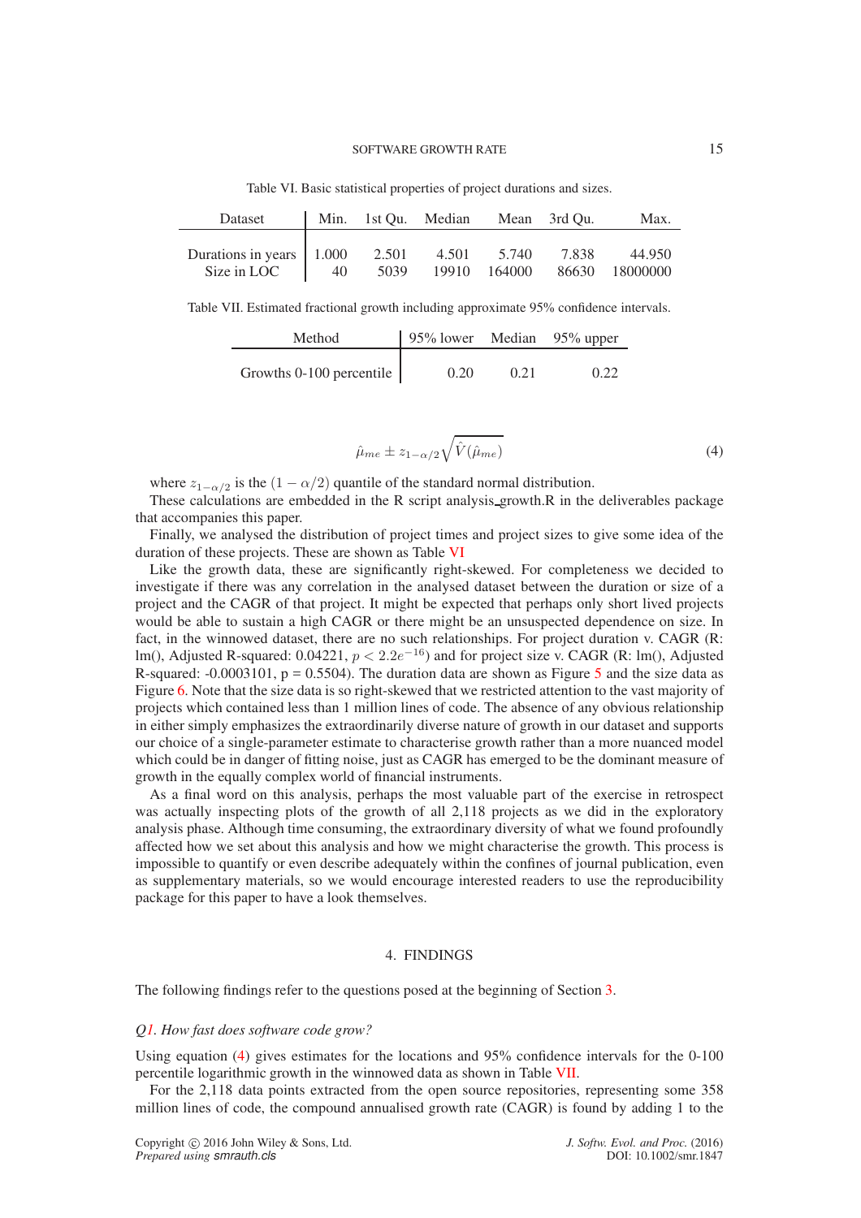Table VI. Basic statistical properties of project durations and sizes.

| Dataset | Min. | 1st Qu. | Median | Mean | 3rd Qu. | Max. |
|---|---|---|---|---|---|---|
| Durations in years | 1.000 | 2.501 | 4.501 | 5.740 | 7.838 | 44.950 |
| Size in LOC | 40 | 5039 | 19910 | 164000 | 86630 | 18000000 |

Table VII. Estimated fractional growth including approximate 95% confidence intervals.

| Method | 95% lower | Median | 95% upper |
|---|---|---|---|
| Growths 0-100 percentile | 0.20 | 0.21 | 0.22 |

$$\hat{\mu}_{me} \pm z_{1-\alpha/2}\sqrt{\hat{V}(\hat{\mu}_{me})} \tag{4}$$

where $z_{1-\alpha/2}$ is the $(1-\alpha/2)$ quantile of the standard normal distribution.

These calculations are embedded in the R script analysis_growth.R in the deliverables package that accompanies this paper.

Finally, we analysed the distribution of project times and project sizes to give some idea of the duration of these projects. These are shown as Table VI

Like the growth data, these are significantly right-skewed. For completeness we decided to investigate if there was any correlation in the analysed dataset between the duration or size of a project and the CAGR of that project. It might be expected that perhaps only short lived projects would be able to sustain a high CAGR or there might be an unsuspected dependence on size. In fact, in the winnowed dataset, there are no such relationships. For project duration v. CAGR (R: lm(), Adjusted R-squared: 0.04221, $p < 2.2e^{-16}$) and for project size v. CAGR (R: lm(), Adjusted R-squared: -0.0003101, p = 0.5504). The duration data are shown as Figure 5 and the size data as Figure 6. Note that the size data is so right-skewed that we restricted attention to the vast majority of projects which contained less than 1 million lines of code. The absence of any obvious relationship in either simply emphasizes the extraordinarily diverse nature of growth in our dataset and supports our choice of a single-parameter estimate to characterise growth rather than a more nuanced model which could be in danger of fitting noise, just as CAGR has emerged to be the dominant measure of growth in the equally complex world of financial instruments.

As a final word on this analysis, perhaps the most valuable part of the exercise in retrospect was actually inspecting plots of the growth of all 2,118 projects as we did in the exploratory analysis phase. Although time consuming, the extraordinary diversity of what we found profoundly affected how we set about this analysis and how we might characterise the growth. This process is impossible to quantify or even describe adequately within the confines of journal publication, even as supplementary materials, so we would encourage interested readers to use the reproducibility package for this paper to have a look themselves.

## 4. FINDINGS

The following findings refer to the questions posed at the beginning of Section 3.

*Q1. How fast does software code grow?*

Using equation (4) gives estimates for the locations and 95% confidence intervals for the 0-100 percentile logarithmic growth in the winnowed data as shown in Table VII.

For the 2,118 data points extracted from the open source repositories, representing some 358 million lines of code, the compound annualised growth rate (CAGR) is found by adding 1 to the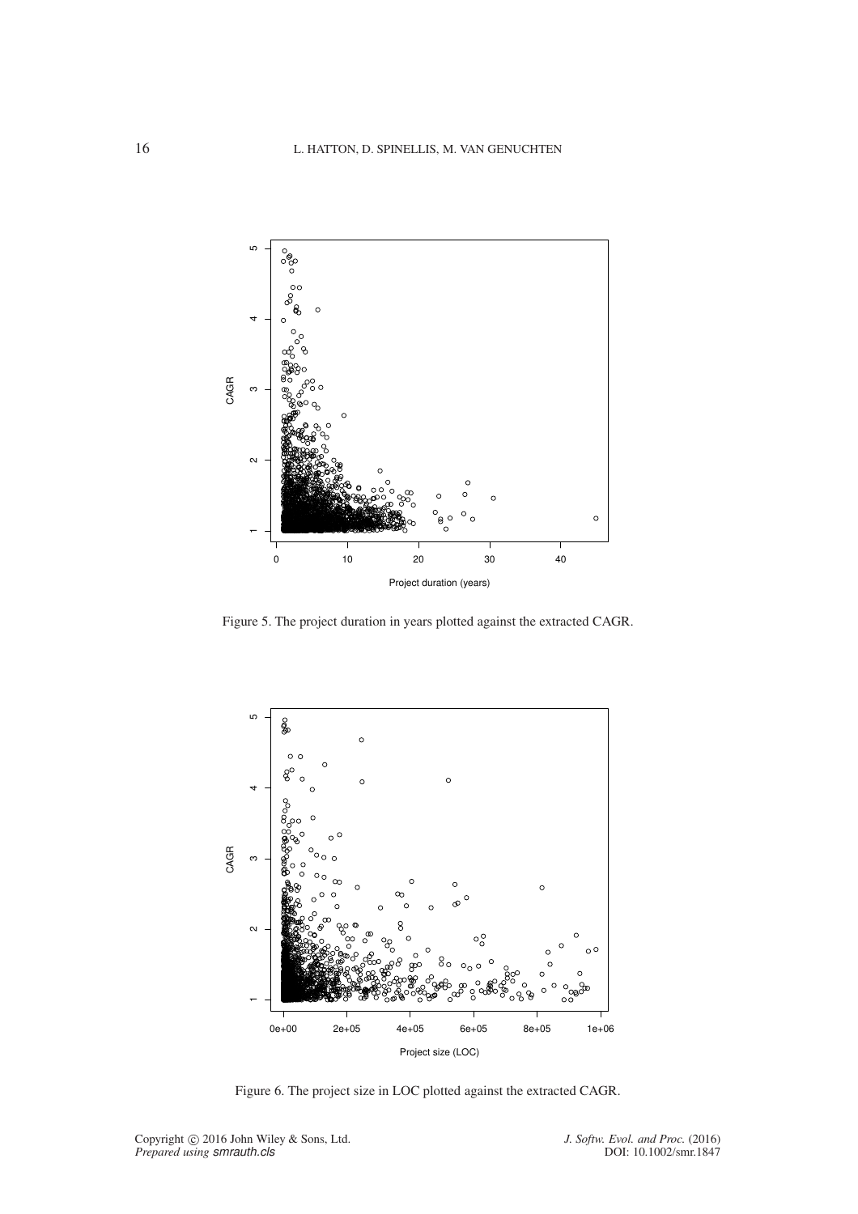Figure 5. The project duration in years plotted against the extracted CAGR.

Figure 6. The project size in LOC plotted against the extracted CAGR.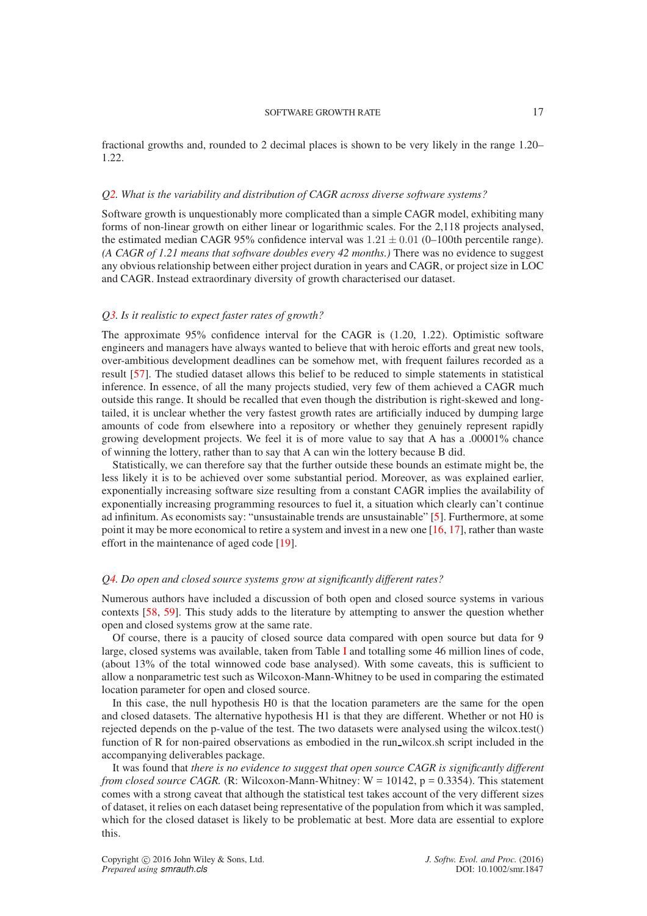fractional growths and, rounded to 2 decimal places is shown to be very likely in the range 1.20–1.22.

*Q2. What is the variability and distribution of CAGR across diverse software systems?*

Software growth is unquestionably more complicated than a simple CAGR model, exhibiting many forms of non-linear growth on either linear or logarithmic scales. For the 2,118 projects analysed, the estimated median CAGR 95% confidence interval was $1.21 \pm 0.01$ (0–100th percentile range). *(A CAGR of 1.21 means that software doubles every 42 months.)* There was no evidence to suggest any obvious relationship between either project duration in years and CAGR, or project size in LOC and CAGR. Instead extraordinary diversity of growth characterised our dataset.

*Q3. Is it realistic to expect faster rates of growth?*

The approximate 95% confidence interval for the CAGR is (1.20, 1.22). Optimistic software engineers and managers have always wanted to believe that with heroic efforts and great new tools, over-ambitious development deadlines can be somehow met, with frequent failures recorded as a result [57]. The studied dataset allows this belief to be reduced to simple statements in statistical inference. In essence, of all the many projects studied, very few of them achieved a CAGR much outside this range. It should be recalled that even though the distribution is right-skewed and long-tailed, it is unclear whether the very fastest growth rates are artificially induced by dumping large amounts of code from elsewhere into a repository or whether they genuinely represent rapidly growing development projects. We feel it is of more value to say that A has a .00001% chance of winning the lottery, rather than to say that A can win the lottery because B did.

Statistically, we can therefore say that the further outside these bounds an estimate might be, the less likely it is to be achieved over some substantial period. Moreover, as was explained earlier, exponentially increasing software size resulting from a constant CAGR implies the availability of exponentially increasing programming resources to fuel it, a situation which clearly can't continue ad infinitum. As economists say: "unsustainable trends are unsustainable" [5]. Furthermore, at some point it may be more economical to retire a system and invest in a new one [16, 17], rather than waste effort in the maintenance of aged code [19].

*Q4. Do open and closed source systems grow at significantly different rates?*

Numerous authors have included a discussion of both open and closed source systems in various contexts [58, 59]. This study adds to the literature by attempting to answer the question whether open and closed systems grow at the same rate.

Of course, there is a paucity of closed source data compared with open source but data for 9 large, closed systems was available, taken from Table I and totalling some 46 million lines of code, (about 13% of the total winnowed code base analysed). With some caveats, this is sufficient to allow a nonparametric test such as Wilcoxon-Mann-Whitney to be used in comparing the estimated location parameter for open and closed source.

In this case, the null hypothesis H0 is that the location parameters are the same for the open and closed datasets. The alternative hypothesis H1 is that they are different. Whether or not H0 is rejected depends on the p-value of the test. The two datasets were analysed using the wilcox.test() function of R for non-paired observations as embodied in the run_wilcox.sh script included in the accompanying deliverables package.

It was found that *there is no evidence to suggest that open source CAGR is significantly different from closed source CAGR.* (R: Wilcoxon-Mann-Whitney: W = 10142, p = 0.3354). This statement comes with a strong caveat that although the statistical test takes account of the very different sizes of dataset, it relies on each dataset being representative of the population from which it was sampled, which for the closed dataset is likely to be problematic at best. More data are essential to explore this.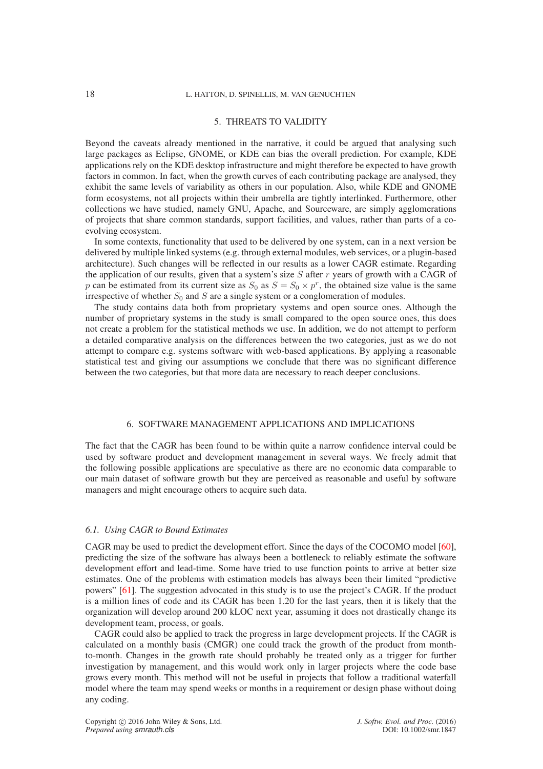## 5. THREATS TO VALIDITY

Beyond the caveats already mentioned in the narrative, it could be argued that analysing such large packages as Eclipse, GNOME, or KDE can bias the overall prediction. For example, KDE applications rely on the KDE desktop infrastructure and might therefore be expected to have growth factors in common. In fact, when the growth curves of each contributing package are analysed, they exhibit the same levels of variability as others in our population. Also, while KDE and GNOME form ecosystems, not all projects within their umbrella are tightly interlinked. Furthermore, other collections we have studied, namely GNU, Apache, and Sourceware, are simply agglomerations of projects that share common standards, support facilities, and values, rather than parts of a co-evolving ecosystem.

In some contexts, functionality that used to be delivered by one system, can in a next version be delivered by multiple linked systems (e.g. through external modules, web services, or a plugin-based architecture). Such changes will be reflected in our results as a lower CAGR estimate. Regarding the application of our results, given that a system's size $S$ after $r$ years of growth with a CAGR of $p$ can be estimated from its current size as $S_0$ as $S = S_0 \times p^r$, the obtained size value is the same irrespective of whether $S_0$ and $S$ are a single system or a conglomeration of modules.

The study contains data both from proprietary systems and open source ones. Although the number of proprietary systems in the study is small compared to the open source ones, this does not create a problem for the statistical methods we use. In addition, we do not attempt to perform a detailed comparative analysis on the differences between the two categories, just as we do not attempt to compare e.g. systems software with web-based applications. By applying a reasonable statistical test and giving our assumptions we conclude that there was no significant difference between the two categories, but that more data are necessary to reach deeper conclusions.

## 6. SOFTWARE MANAGEMENT APPLICATIONS AND IMPLICATIONS

The fact that the CAGR has been found to be within quite a narrow confidence interval could be used by software product and development management in several ways. We freely admit that the following possible applications are speculative as there are no economic data comparable to our main dataset of software growth but they are perceived as reasonable and useful by software managers and might encourage others to acquire such data.

### *6.1. Using CAGR to Bound Estimates*

CAGR may be used to predict the development effort. Since the days of the COCOMO model [60], predicting the size of the software has always been a bottleneck to reliably estimate the software development effort and lead-time. Some have tried to use function points to arrive at better size estimates. One of the problems with estimation models has always been their limited "predictive powers" [61]. The suggestion advocated in this study is to use the project's CAGR. If the product is a million lines of code and its CAGR has been 1.20 for the last years, then it is likely that the organization will develop around 200 kLOC next year, assuming it does not drastically change its development team, process, or goals.

CAGR could also be applied to track the progress in large development projects. If the CAGR is calculated on a monthly basis (CMGR) one could track the growth of the product from month-to-month. Changes in the growth rate should probably be treated only as a trigger for further investigation by management, and this would work only in larger projects where the code base grows every month. This method will not be useful in projects that follow a traditional waterfall model where the team may spend weeks or months in a requirement or design phase without doing any coding.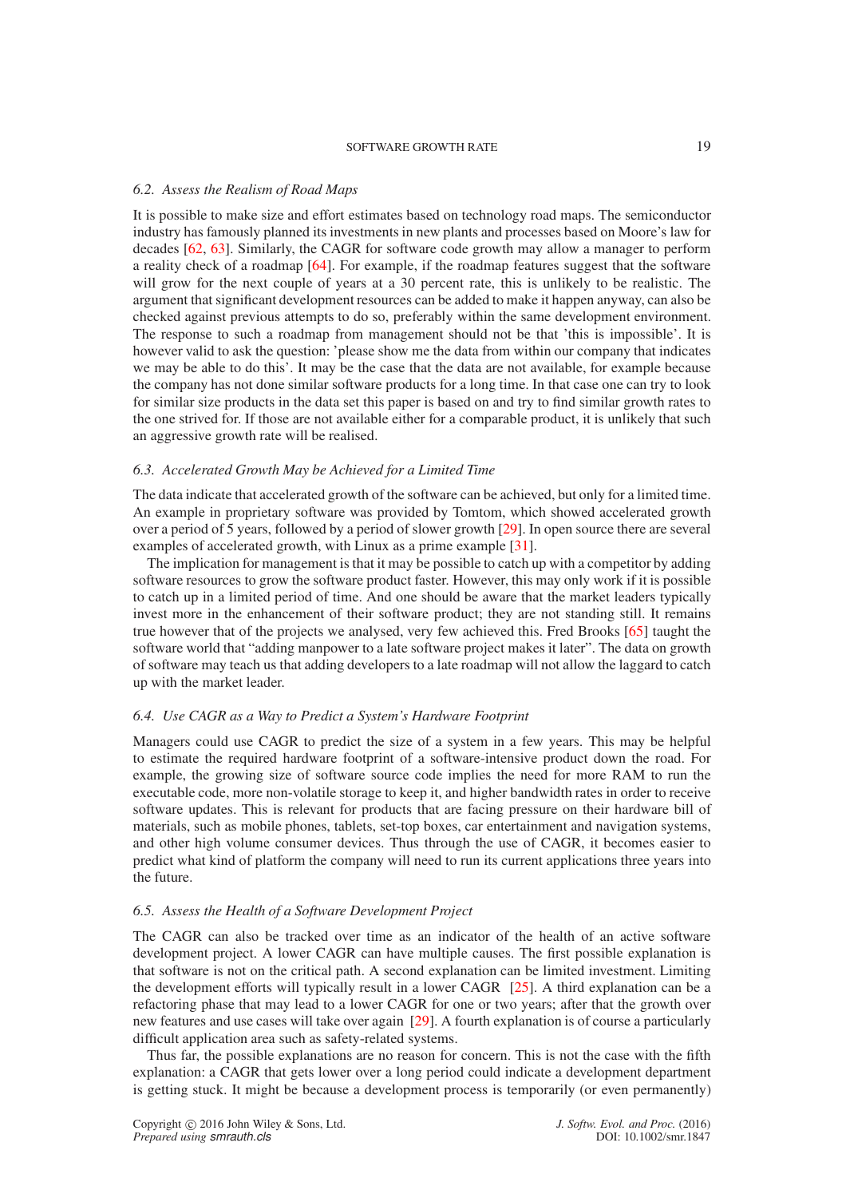### 6.2. Assess the Realism of Road Maps

It is possible to make size and effort estimates based on technology road maps. The semiconductor industry has famously planned its investments in new plants and processes based on Moore's law for decades [62, 63]. Similarly, the CAGR for software code growth may allow a manager to perform a reality check of a roadmap [64]. For example, if the roadmap features suggest that the software will grow for the next couple of years at a 30 percent rate, this is unlikely to be realistic. The argument that significant development resources can be added to make it happen anyway, can also be checked against previous attempts to do so, preferably within the same development environment. The response to such a roadmap from management should not be that 'this is impossible'. It is however valid to ask the question: 'please show me the data from within our company that indicates we may be able to do this'. It may be the case that the data are not available, for example because the company has not done similar software products for a long time. In that case one can try to look for similar size products in the data set this paper is based on and try to find similar growth rates to the one strived for. If those are not available either for a comparable product, it is unlikely that such an aggressive growth rate will be realised.

### 6.3. Accelerated Growth May be Achieved for a Limited Time

The data indicate that accelerated growth of the software can be achieved, but only for a limited time. An example in proprietary software was provided by Tomtom, which showed accelerated growth over a period of 5 years, followed by a period of slower growth [29]. In open source there are several examples of accelerated growth, with Linux as a prime example [31].

The implication for management is that it may be possible to catch up with a competitor by adding software resources to grow the software product faster. However, this may only work if it is possible to catch up in a limited period of time. And one should be aware that the market leaders typically invest more in the enhancement of their software product; they are not standing still. It remains true however that of the projects we analysed, very few achieved this. Fred Brooks [65] taught the software world that "adding manpower to a late software project makes it later". The data on growth of software may teach us that adding developers to a late roadmap will not allow the laggard to catch up with the market leader.

### 6.4. Use CAGR as a Way to Predict a System's Hardware Footprint

Managers could use CAGR to predict the size of a system in a few years. This may be helpful to estimate the required hardware footprint of a software-intensive product down the road. For example, the growing size of software source code implies the need for more RAM to run the executable code, more non-volatile storage to keep it, and higher bandwidth rates in order to receive software updates. This is relevant for products that are facing pressure on their hardware bill of materials, such as mobile phones, tablets, set-top boxes, car entertainment and navigation systems, and other high volume consumer devices. Thus through the use of CAGR, it becomes easier to predict what kind of platform the company will need to run its current applications three years into the future.

### 6.5. Assess the Health of a Software Development Project

The CAGR can also be tracked over time as an indicator of the health of an active software development project. A lower CAGR can have multiple causes. The first possible explanation is that software is not on the critical path. A second explanation can be limited investment. Limiting the development efforts will typically result in a lower CAGR [25]. A third explanation can be a refactoring phase that may lead to a lower CAGR for one or two years; after that the growth over new features and use cases will take over again [29]. A fourth explanation is of course a particularly difficult application area such as safety-related systems.

Thus far, the possible explanations are no reason for concern. This is not the case with the fifth explanation: a CAGR that gets lower over a long period could indicate a development department is getting stuck. It might be because a development process is temporarily (or even permanently)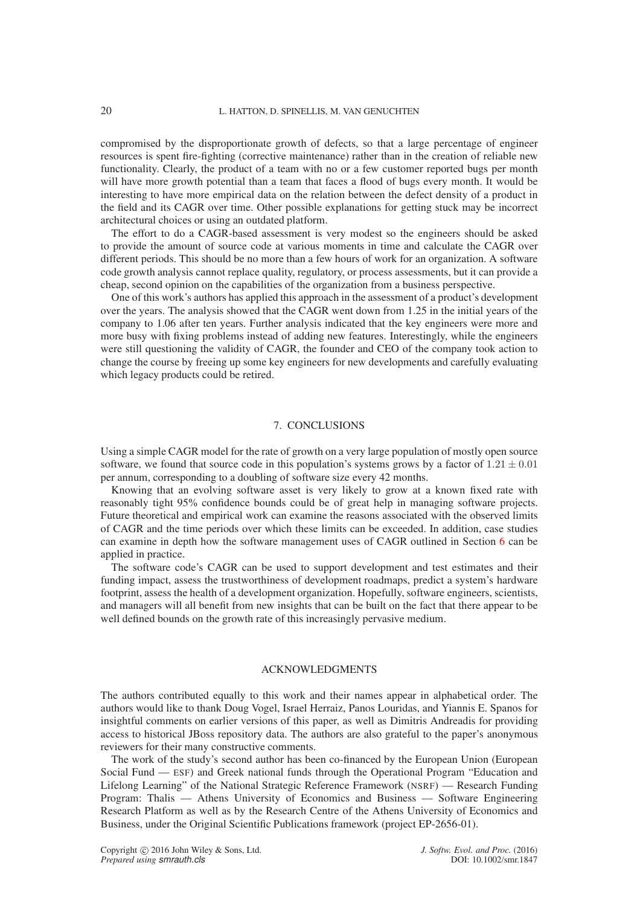compromised by the disproportionate growth of defects, so that a large percentage of engineer resources is spent fire-fighting (corrective maintenance) rather than in the creation of reliable new functionality. Clearly, the product of a team with no or a few customer reported bugs per month will have more growth potential than a team that faces a flood of bugs every month. It would be interesting to have more empirical data on the relation between the defect density of a product in the field and its CAGR over time. Other possible explanations for getting stuck may be incorrect architectural choices or using an outdated platform.

The effort to do a CAGR-based assessment is very modest so the engineers should be asked to provide the amount of source code at various moments in time and calculate the CAGR over different periods. This should be no more than a few hours of work for an organization. A software code growth analysis cannot replace quality, regulatory, or process assessments, but it can provide a cheap, second opinion on the capabilities of the organization from a business perspective.

One of this work's authors has applied this approach in the assessment of a product's development over the years. The analysis showed that the CAGR went down from 1.25 in the initial years of the company to 1.06 after ten years. Further analysis indicated that the key engineers were more and more busy with fixing problems instead of adding new features. Interestingly, while the engineers were still questioning the validity of CAGR, the founder and CEO of the company took action to change the course by freeing up some key engineers for new developments and carefully evaluating which legacy products could be retired.

## 7. CONCLUSIONS

Using a simple CAGR model for the rate of growth on a very large population of mostly open source software, we found that source code in this population's systems grows by a factor of $1.21 \pm 0.01$ per annum, corresponding to a doubling of software size every 42 months.

Knowing that an evolving software asset is very likely to grow at a known fixed rate with reasonably tight 95% confidence bounds could be of great help in managing software projects. Future theoretical and empirical work can examine the reasons associated with the observed limits of CAGR and the time periods over which these limits can be exceeded. In addition, case studies can examine in depth how the software management uses of CAGR outlined in Section 6 can be applied in practice.

The software code's CAGR can be used to support development and test estimates and their funding impact, assess the trustworthiness of development roadmaps, predict a system's hardware footprint, assess the health of a development organization. Hopefully, software engineers, scientists, and managers will all benefit from new insights that can be built on the fact that there appear to be well defined bounds on the growth rate of this increasingly pervasive medium.

## ACKNOWLEDGMENTS

The authors contributed equally to this work and their names appear in alphabetical order. The authors would like to thank Doug Vogel, Israel Herraiz, Panos Louridas, and Yiannis E. Spanos for insightful comments on earlier versions of this paper, as well as Dimitris Andreadis for providing access to historical JBoss repository data. The authors are also grateful to the paper's anonymous reviewers for their many constructive comments.

The work of the study's second author has been co-financed by the European Union (European Social Fund — ESF) and Greek national funds through the Operational Program "Education and Lifelong Learning" of the National Strategic Reference Framework (NSRF) — Research Funding Program: Thalis — Athens University of Economics and Business — Software Engineering Research Platform as well as by the Research Centre of the Athens University of Economics and Business, under the Original Scientific Publications framework (project EP-2656-01).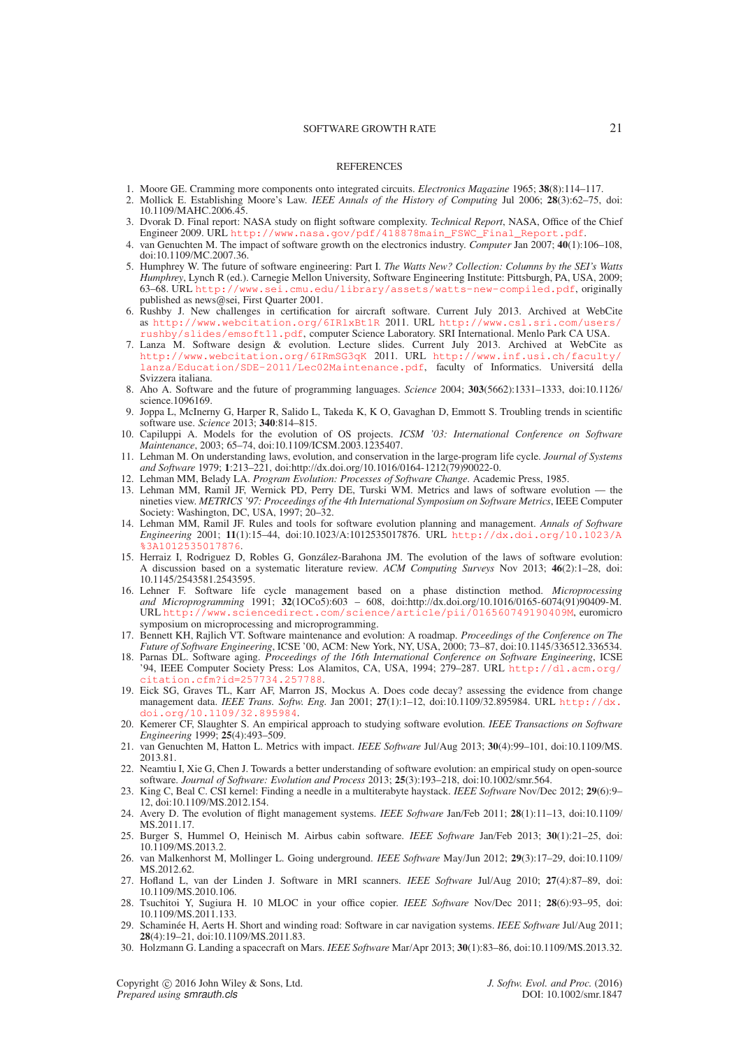## REFERENCES

1. Moore GE. Cramming more components onto integrated circuits. *Electronics Magazine* 1965; **38**(8):114–117.
2. Mollick E. Establishing Moore's Law. *IEEE Annals of the History of Computing* Jul 2006; **28**(3):62–75, doi: 10.1109/MAHC.2006.45.
3. Dvorak D. Final report: NASA study on flight software complexity. *Technical Report*, NASA, Office of the Chief Engineer 2009. URL http://www.nasa.gov/pdf/418878main_FSWC_Final_Report.pdf.
4. van Genuchten M. The impact of software growth on the electronics industry. *Computer* Jan 2007; **40**(1):106–108, doi:10.1109/MC.2007.36.
5. Humphrey W. The future of software engineering: Part I. *The Watts New? Collection: Columns by the SEI's Watts Humphrey*, Lynch R (ed.). Carnegie Mellon University, Software Engineering Institute: Pittsburgh, PA, USA, 2009; 63–68. URL http://www.sei.cmu.edu/library/assets/watts-new-compiled.pdf, originally published as news@sei, First Quarter 2001.
6. Rushby J. New challenges in certification for aircraft software. Current July 2013. Archived at WebCite as http://www.webcitation.org/6IR1xBt1R 2011. URL http://www.csl.sri.com/users/rushby/slides/emsoft11.pdf, computer Science Laboratory. SRI International. Menlo Park CA USA.
7. Lanza M. Software design & evolution. Lecture slides. Current July 2013. Archived at WebCite as http://www.webcitation.org/6IRmSG3qK 2011. URL http://www.inf.usi.ch/faculty/lanza/Education/SDE-2011/Lec02Maintenance.pdf, faculty of Informatics. Universitá della Svizzera italiana.
8. Aho A. Software and the future of programming languages. *Science* 2004; **303**(5662):1331–1333, doi:10.1126/science.1096169.
9. Joppa L, McInerny G, Harper R, Salido L, Takeda K, K O, Gavaghan D, Emmott S. Troubling trends in scientific software use. *Science* 2013; **340**:814–815.
10. Capiluppi A. Models for the evolution of OS projects. *ICSM '03: International Conference on Software Maintenance*, 2003; 65–74, doi:10.1109/ICSM.2003.1235407.
11. Lehman M. On understanding laws, evolution, and conservation in the large-program life cycle. *Journal of Systems and Software* 1979; **1**:213–221, doi:http://dx.doi.org/10.1016/0164-1212(79)90022-0.
12. Lehman MM, Belady LA. *Program Evolution: Processes of Software Change*. Academic Press, 1985.
13. Lehman MM, Ramil JF, Wernick PD, Perry DE, Turski WM. Metrics and laws of software evolution — the nineties view. *METRICS '97: Proceedings of the 4th International Symposium on Software Metrics*, IEEE Computer Society: Washington, DC, USA, 1997; 20–32.
14. Lehman MM, Ramil JF. Rules and tools for software evolution planning and management. *Annals of Software Engineering* 2001; **11**(1):15–44, doi:10.1023/A:1012535017876. URL http://dx.doi.org/10.1023/A%3A1012535017876.
15. Herraiz I, Rodriguez D, Robles G, González-Barahona JM. The evolution of the laws of software evolution: A discussion based on a systematic literature review. *ACM Computing Surveys* Nov 2013; **46**(2):1–28, doi: 10.1145/2543581.2543595.
16. Lehner F. Software life cycle management based on a phase distinction method. *Microprocessing and Microprogramming* 1991; **32**(1OCo5):603 – 608, doi:http://dx.doi.org/10.1016/0165-6074(91)90409-M. URL http://www.sciencedirect.com/science/article/pii/016560749190409M, euromicro symposium on microprocessing and microprogramming.
17. Bennett KH, Rajlich VT. Software maintenance and evolution: A roadmap. *Proceedings of the Conference on The Future of Software Engineering*, ICSE '00, ACM: New York, NY, USA, 2000; 73–87, doi:10.1145/336512.336534.
18. Parnas DL. Software aging. *Proceedings of the 16th International Conference on Software Engineering*, ICSE '94, IEEE Computer Society Press: Los Alamitos, CA, USA, 1994; 279–287. URL http://dl.acm.org/citation.cfm?id=257734.257788.
19. Eick SG, Graves TL, Karr AF, Marron JS, Mockus A. Does code decay? assessing the evidence from change management data. *IEEE Trans. Softw. Eng.* Jan 2001; **27**(1):1–12, doi:10.1109/32.895984. URL http://dx.doi.org/10.1109/32.895984.
20. Kemerer CF, Slaughter S. An empirical approach to studying software evolution. *IEEE Transactions on Software Engineering* 1999; **25**(4):493–509.
21. van Genuchten M, Hatton L. Metrics with impact. *IEEE Software* Jul/Aug 2013; **30**(4):99–101, doi:10.1109/MS.2013.81.
22. Neamtiu I, Xie G, Chen J. Towards a better understanding of software evolution: an empirical study on open-source software. *Journal of Software: Evolution and Process* 2013; **25**(3):193–218, doi:10.1002/smr.564.
23. King C, Beal C. CSI kernel: Finding a needle in a multiterabyte haystack. *IEEE Software* Nov/Dec 2012; **29**(6):9–12, doi:10.1109/MS.2012.154.
24. Avery D. The evolution of flight management systems. *IEEE Software* Jan/Feb 2011; **28**(1):11–13, doi:10.1109/MS.2011.17.
25. Burger S, Hummel O, Heinisch M. Airbus cabin software. *IEEE Software* Jan/Feb 2013; **30**(1):21–25, doi: 10.1109/MS.2013.2.
26. van Malkenhorst M, Mollinger L. Going underground. *IEEE Software* May/Jun 2012; **29**(3):17–29, doi:10.1109/MS.2012.62.
27. Hofland L, van der Linden J. Software in MRI scanners. *IEEE Software* Jul/Aug 2010; **27**(4):87–89, doi: 10.1109/MS.2010.106.
28. Tsuchitoi Y, Sugiura H. 10 MLOC in your office copier. *IEEE Software* Nov/Dec 2011; **28**(6):93–95, doi: 10.1109/MS.2011.133.
29. Schaminée H, Aerts H. Short and winding road: Software in car navigation systems. *IEEE Software* Jul/Aug 2011; **28**(4):19–21, doi:10.1109/MS.2011.83.
30. Holzmann G. Landing a spacecraft on Mars. *IEEE Software* Mar/Apr 2013; **30**(1):83–86, doi:10.1109/MS.2013.32.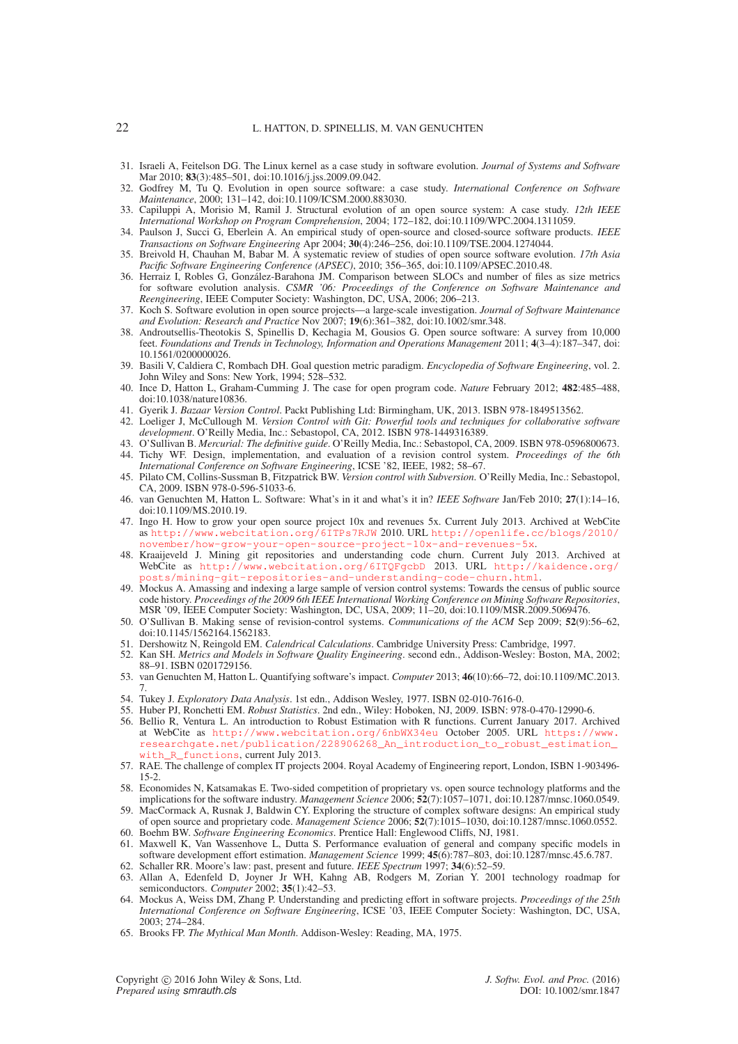31. Israeli A, Feitelson DG. The Linux kernel as a case study in software evolution. *Journal of Systems and Software* Mar 2010; **83**(3):485–501, doi:10.1016/j.jss.2009.09.042.
32. Godfrey M, Tu Q. Evolution in open source software: a case study. *International Conference on Software Maintenance*, 2000; 131–142, doi:10.1109/ICSM.2000.883030.
33. Capiluppi A, Morisio M, Ramil J. Structural evolution of an open source system: A case study. *12th IEEE International Workshop on Program Comprehension*, 2004; 172–182, doi:10.1109/WPC.2004.1311059.
34. Paulson J, Succi G, Eberlein A. An empirical study of open-source and closed-source software products. *IEEE Transactions on Software Engineering* Apr 2004; **30**(4):246–256, doi:10.1109/TSE.2004.1274044.
35. Breivold H, Chauhan M, Babar M. A systematic review of studies of open source software evolution. *17th Asia Pacific Software Engineering Conference (APSEC)*, 2010; 356–365, doi:10.1109/APSEC.2010.48.
36. Herraiz I, Robles G, González-Barahona JM. Comparison between SLOCs and number of files as size metrics for software evolution analysis. *CSMR '06: Proceedings of the Conference on Software Maintenance and Reengineering*, IEEE Computer Society: Washington, DC, USA, 2006; 206–213.
37. Koch S. Software evolution in open source projects—a large-scale investigation. *Journal of Software Maintenance and Evolution: Research and Practice* Nov 2007; **19**(6):361–382, doi:10.1002/smr.348.
38. Androutsellis-Theotokis S, Spinellis D, Kechagia M, Gousios G. Open source software: A survey from 10,000 feet. *Foundations and Trends in Technology, Information and Operations Management* 2011; **4**(3–4):187–347, doi: 10.1561/0200000026.
39. Basili V, Caldiera C, Rombach DH. Goal question metric paradigm. *Encyclopedia of Software Engineering*, vol. 2. John Wiley and Sons: New York, 1994; 528–532.
40. Ince D, Hatton L, Graham-Cumming J. The case for open program code. *Nature* February 2012; **482**:485–488, doi:10.1038/nature10836.
41. Gyerik J. *Bazaar Version Control*. Packt Publishing Ltd: Birmingham, UK, 2013. ISBN 978-1849513562.
42. Loeliger J, McCullough M. *Version Control with Git: Powerful tools and techniques for collaborative software development*. O'Reilly Media, Inc.: Sebastopol, CA, 2012. ISBN 978-1449316389.
43. O'Sullivan B. *Mercurial: The definitive guide*. O'Reilly Media, Inc.: Sebastopol, CA, 2009. ISBN 978-0596800673.
44. Tichy WF. Design, implementation, and evaluation of a revision control system. *Proceedings of the 6th International Conference on Software Engineering*, ICSE '82, IEEE, 1982; 58–67.
45. Pilato CM, Collins-Sussman B, Fitzpatrick BW. *Version control with Subversion*. O'Reilly Media, Inc.: Sebastopol, CA, 2009. ISBN 978-0-596-51033-6.
46. van Genuchten M, Hatton L. Software: What's in it and what's it in? *IEEE Software* Jan/Feb 2010; **27**(1):14–16, doi:10.1109/MS.2010.19.
47. Ingo H. How to grow your open source project 10x and revenues 5x. Current July 2013. Archived at WebCite as http://www.webcitation.org/6ITPs7RJW 2010. URL http://openlife.cc/blogs/2010/november/how-grow-your-open-source-project-10x-and-revenues-5x.
48. Kraaijeveld J. Mining git repositories and understanding code churn. Current July 2013. Archived at WebCite as http://www.webcitation.org/6ITQFgcbD 2013. URL http://kaidence.org/posts/mining-git-repositories-and-understanding-code-churn.html.
49. Mockus A. Amassing and indexing a large sample of version control systems: Towards the census of public source code history. *Proceedings of the 2009 6th IEEE International Working Conference on Mining Software Repositories*, MSR '09, IEEE Computer Society: Washington, DC, USA, 2009; 11–20, doi:10.1109/MSR.2009.5069476.
50. O'Sullivan B. Making sense of revision-control systems. *Communications of the ACM* Sep 2009; **52**(9):56–62, doi:10.1145/1562164.1562183.
51. Dershowitz N, Reingold EM. *Calendrical Calculations*. Cambridge University Press: Cambridge, 1997.
52. Kan SH. *Metrics and Models in Software Quality Engineering*. second edn., Addison-Wesley: Boston, MA, 2002; 88–91. ISBN 0201729156.
53. van Genuchten M, Hatton L. Quantifying software's impact. *Computer* 2013; **46**(10):66–72, doi:10.1109/MC.2013.7.
54. Tukey J. *Exploratory Data Analysis*. 1st edn., Addison Wesley, 1977. ISBN 02-010-7616-0.
55. Huber PJ, Ronchetti EM. *Robust Statistics*. 2nd edn., Wiley: Hoboken, NJ, 2009. ISBN: 978-0-470-12990-6.
56. Bellio R, Ventura L. An introduction to Robust Estimation with R functions. Current January 2017. Archived at WebCite as http://www.webcitation.org/6nbWX34eu October 2005. URL https://www.researchgate.net/publication/228906268_An_introduction_to_robust_estimation_with_R_functions, current July 2013.
57. RAE. The challenge of complex IT projects 2004. Royal Academy of Engineering report, London, ISBN 1-903496-15-2.
58. Economides N, Katsamakas E. Two-sided competition of proprietary vs. open source technology platforms and the implications for the software industry. *Management Science* 2006; **52**(7):1057–1071, doi:10.1287/mnsc.1060.0549.
59. MacCormack A, Rusnak J, Baldwin CY. Exploring the structure of complex software designs: An empirical study of open source and proprietary code. *Management Science* 2006; **52**(7):1015–1030, doi:10.1287/mnsc.1060.0552.
60. Boehm BW. *Software Engineering Economics*. Prentice Hall: Englewood Cliffs, NJ, 1981.
61. Maxwell K, Van Wassenhove L, Dutta S. Performance evaluation of general and company specific models in software development effort estimation. *Management Science* 1999; **45**(6):787–803, doi:10.1287/mnsc.45.6.787.
62. Schaller RR. Moore's law: past, present and future. *IEEE Spectrum* 1997; **34**(6):52–59.
63. Allan A, Edenfeld D, Joyner Jr WH, Kahng AB, Rodgers M, Zorian Y. 2001 technology roadmap for semiconductors. *Computer* 2002; **35**(1):42–53.
64. Mockus A, Weiss DM, Zhang P. Understanding and predicting effort in software projects. *Proceedings of the 25th International Conference on Software Engineering*, ICSE '03, IEEE Computer Society: Washington, DC, USA, 2003; 274–284.
65. Brooks FP. *The Mythical Man Month*. Addison-Wesley: Reading, MA, 1975.